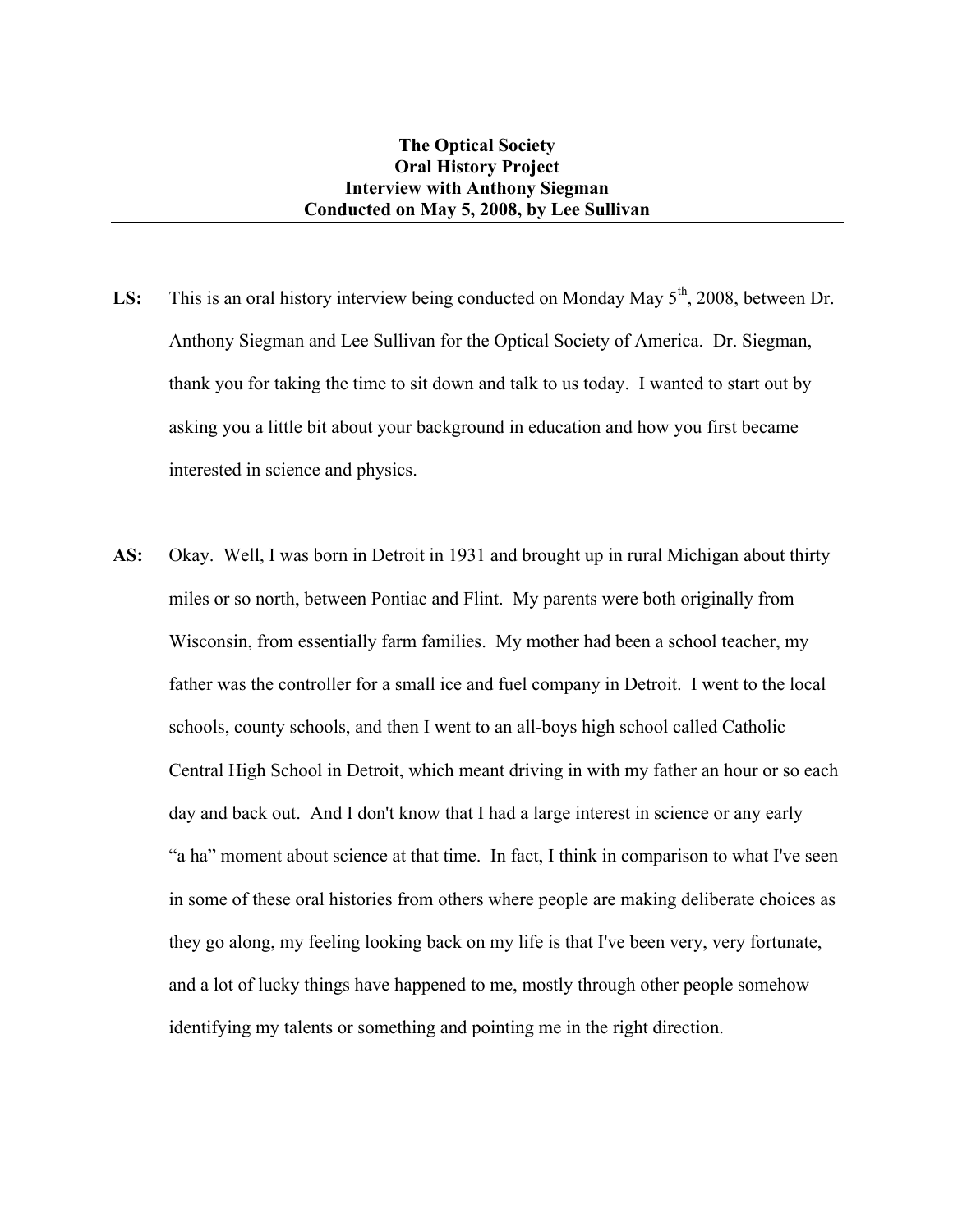**The Optical Society**
**Oral History Project**
**Interview with Anthony Siegman**
**Conducted on May 5, 2008, by Lee Sullivan**

---

**LS:** This is an oral history interview being conducted on Monday May 5th, 2008, between Dr. Anthony Siegman and Lee Sullivan for the Optical Society of America. Dr. Siegman, thank you for taking the time to sit down and talk to us today. I wanted to start out by asking you a little bit about your background in education and how you first became interested in science and physics.

**AS:** Okay. Well, I was born in Detroit in 1931 and brought up in rural Michigan about thirty miles or so north, between Pontiac and Flint. My parents were both originally from Wisconsin, from essentially farm families. My mother had been a school teacher, my father was the controller for a small ice and fuel company in Detroit. I went to the local schools, county schools, and then I went to an all-boys high school called Catholic Central High School in Detroit, which meant driving in with my father an hour or so each day and back out. And I don't know that I had a large interest in science or any early "a ha" moment about science at that time. In fact, I think in comparison to what I've seen in some of these oral histories from others where people are making deliberate choices as they go along, my feeling looking back on my life is that I've been very, very fortunate, and a lot of lucky things have happened to me, mostly through other people somehow identifying my talents or something and pointing me in the right direction.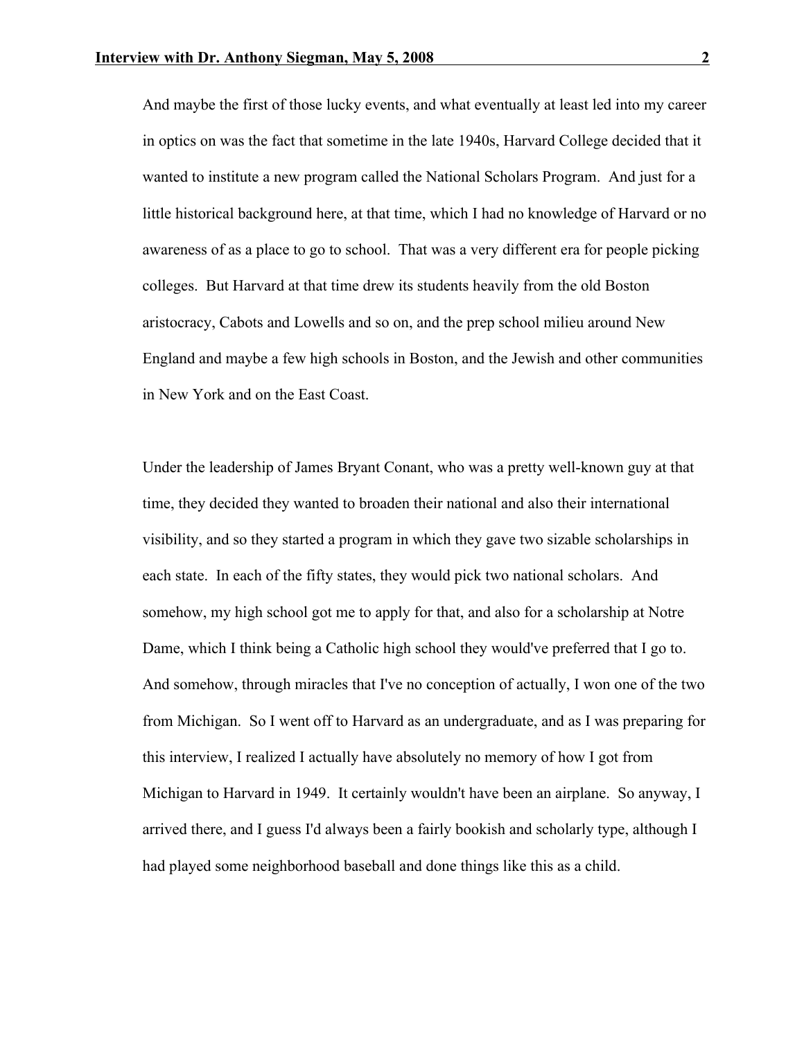And maybe the first of those lucky events, and what eventually at least led into my career in optics on was the fact that sometime in the late 1940s, Harvard College decided that it wanted to institute a new program called the National Scholars Program. And just for a little historical background here, at that time, which I had no knowledge of Harvard or no awareness of as a place to go to school. That was a very different era for people picking colleges. But Harvard at that time drew its students heavily from the old Boston aristocracy, Cabots and Lowells and so on, and the prep school milieu around New England and maybe a few high schools in Boston, and the Jewish and other communities in New York and on the East Coast.

Under the leadership of James Bryant Conant, who was a pretty well-known guy at that time, they decided they wanted to broaden their national and also their international visibility, and so they started a program in which they gave two sizable scholarships in each state. In each of the fifty states, they would pick two national scholars. And somehow, my high school got me to apply for that, and also for a scholarship at Notre Dame, which I think being a Catholic high school they would've preferred that I go to. And somehow, through miracles that I've no conception of actually, I won one of the two from Michigan. So I went off to Harvard as an undergraduate, and as I was preparing for this interview, I realized I actually have absolutely no memory of how I got from Michigan to Harvard in 1949. It certainly wouldn't have been an airplane. So anyway, I arrived there, and I guess I'd always been a fairly bookish and scholarly type, although I had played some neighborhood baseball and done things like this as a child.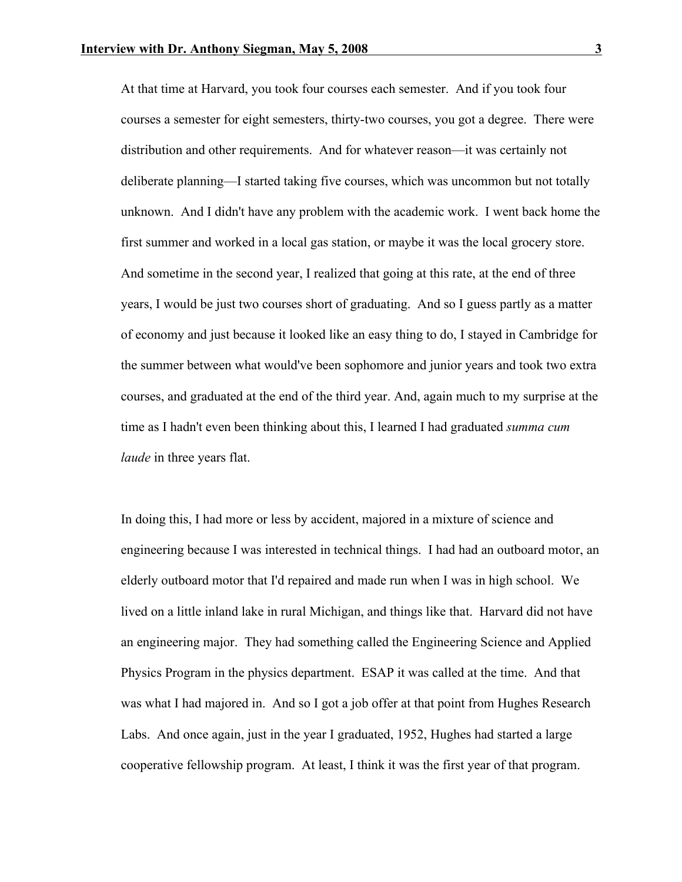At that time at Harvard, you took four courses each semester. And if you took four courses a semester for eight semesters, thirty-two courses, you got a degree. There were distribution and other requirements. And for whatever reason—it was certainly not deliberate planning—I started taking five courses, which was uncommon but not totally unknown. And I didn't have any problem with the academic work. I went back home the first summer and worked in a local gas station, or maybe it was the local grocery store. And sometime in the second year, I realized that going at this rate, at the end of three years, I would be just two courses short of graduating. And so I guess partly as a matter of economy and just because it looked like an easy thing to do, I stayed in Cambridge for the summer between what would've been sophomore and junior years and took two extra courses, and graduated at the end of the third year. And, again much to my surprise at the time as I hadn't even been thinking about this, I learned I had graduated *summa cum laude* in three years flat.

In doing this, I had more or less by accident, majored in a mixture of science and engineering because I was interested in technical things. I had had an outboard motor, an elderly outboard motor that I'd repaired and made run when I was in high school. We lived on a little inland lake in rural Michigan, and things like that. Harvard did not have an engineering major. They had something called the Engineering Science and Applied Physics Program in the physics department. ESAP it was called at the time. And that was what I had majored in. And so I got a job offer at that point from Hughes Research Labs. And once again, just in the year I graduated, 1952, Hughes had started a large cooperative fellowship program. At least, I think it was the first year of that program.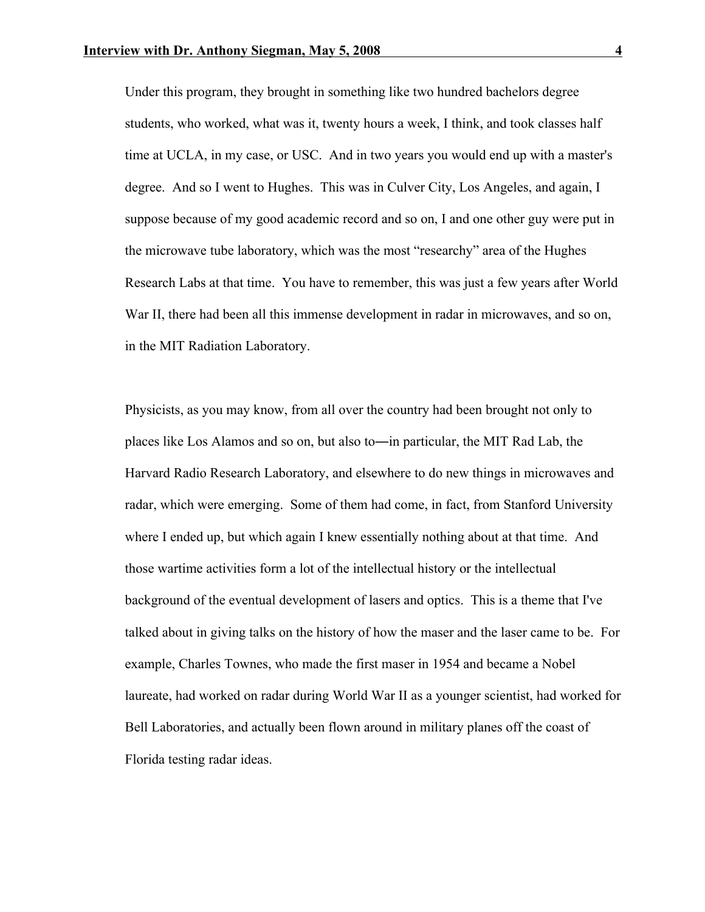Under this program, they brought in something like two hundred bachelors degree students, who worked, what was it, twenty hours a week, I think, and took classes half time at UCLA, in my case, or USC. And in two years you would end up with a master's degree. And so I went to Hughes. This was in Culver City, Los Angeles, and again, I suppose because of my good academic record and so on, I and one other guy were put in the microwave tube laboratory, which was the most "researchy" area of the Hughes Research Labs at that time. You have to remember, this was just a few years after World War II, there had been all this immense development in radar in microwaves, and so on, in the MIT Radiation Laboratory.

Physicists, as you may know, from all over the country had been brought not only to places like Los Alamos and so on, but also to―in particular, the MIT Rad Lab, the Harvard Radio Research Laboratory, and elsewhere to do new things in microwaves and radar, which were emerging. Some of them had come, in fact, from Stanford University where I ended up, but which again I knew essentially nothing about at that time. And those wartime activities form a lot of the intellectual history or the intellectual background of the eventual development of lasers and optics. This is a theme that I've talked about in giving talks on the history of how the maser and the laser came to be. For example, Charles Townes, who made the first maser in 1954 and became a Nobel laureate, had worked on radar during World War II as a younger scientist, had worked for Bell Laboratories, and actually been flown around in military planes off the coast of Florida testing radar ideas.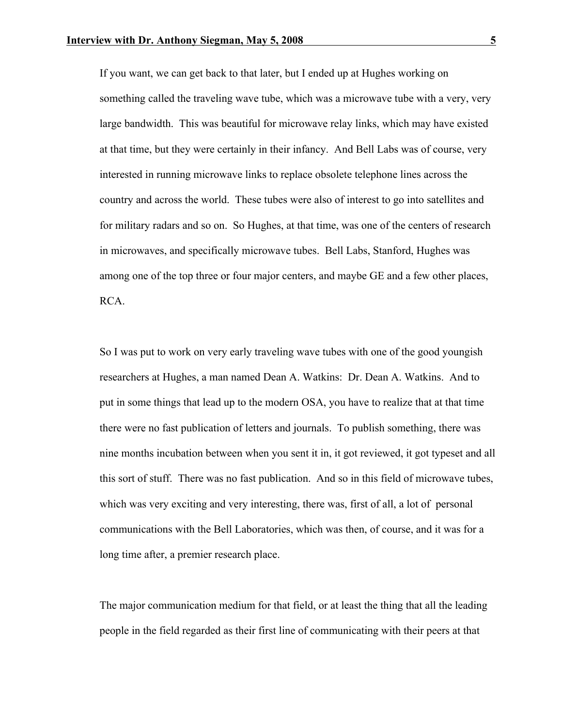If you want, we can get back to that later, but I ended up at Hughes working on something called the traveling wave tube, which was a microwave tube with a very, very large bandwidth. This was beautiful for microwave relay links, which may have existed at that time, but they were certainly in their infancy. And Bell Labs was of course, very interested in running microwave links to replace obsolete telephone lines across the country and across the world. These tubes were also of interest to go into satellites and for military radars and so on. So Hughes, at that time, was one of the centers of research in microwaves, and specifically microwave tubes. Bell Labs, Stanford, Hughes was among one of the top three or four major centers, and maybe GE and a few other places, RCA.

So I was put to work on very early traveling wave tubes with one of the good youngish researchers at Hughes, a man named Dean A. Watkins: Dr. Dean A. Watkins. And to put in some things that lead up to the modern OSA, you have to realize that at that time there were no fast publication of letters and journals. To publish something, there was nine months incubation between when you sent it in, it got reviewed, it got typeset and all this sort of stuff. There was no fast publication. And so in this field of microwave tubes, which was very exciting and very interesting, there was, first of all, a lot of personal communications with the Bell Laboratories, which was then, of course, and it was for a long time after, a premier research place.

The major communication medium for that field, or at least the thing that all the leading people in the field regarded as their first line of communicating with their peers at that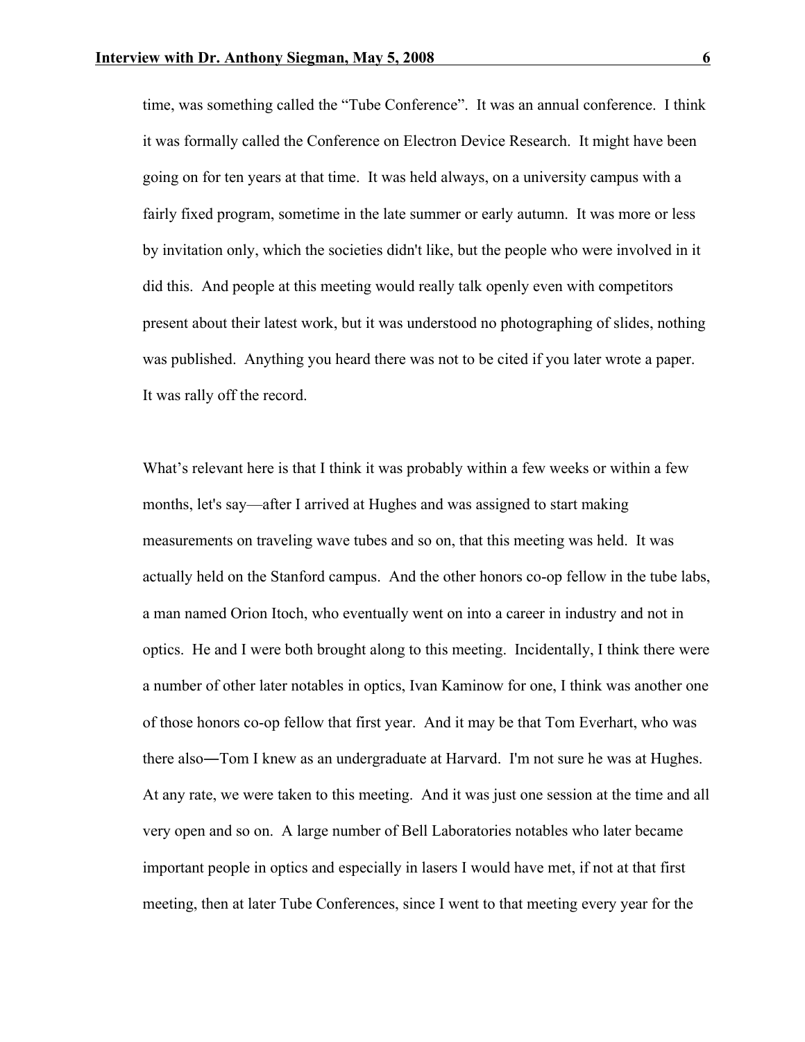time, was something called the "Tube Conference". It was an annual conference. I think it was formally called the Conference on Electron Device Research. It might have been going on for ten years at that time. It was held always, on a university campus with a fairly fixed program, sometime in the late summer or early autumn. It was more or less by invitation only, which the societies didn't like, but the people who were involved in it did this. And people at this meeting would really talk openly even with competitors present about their latest work, but it was understood no photographing of slides, nothing was published. Anything you heard there was not to be cited if you later wrote a paper. It was rally off the record.

What's relevant here is that I think it was probably within a few weeks or within a few months, let's say—after I arrived at Hughes and was assigned to start making measurements on traveling wave tubes and so on, that this meeting was held. It was actually held on the Stanford campus. And the other honors co-op fellow in the tube labs, a man named Orion Itoch, who eventually went on into a career in industry and not in optics. He and I were both brought along to this meeting. Incidentally, I think there were a number of other later notables in optics, Ivan Kaminow for one, I think was another one of those honors co-op fellow that first year. And it may be that Tom Everhart, who was there also―Tom I knew as an undergraduate at Harvard. I'm not sure he was at Hughes. At any rate, we were taken to this meeting. And it was just one session at the time and all very open and so on. A large number of Bell Laboratories notables who later became important people in optics and especially in lasers I would have met, if not at that first meeting, then at later Tube Conferences, since I went to that meeting every year for the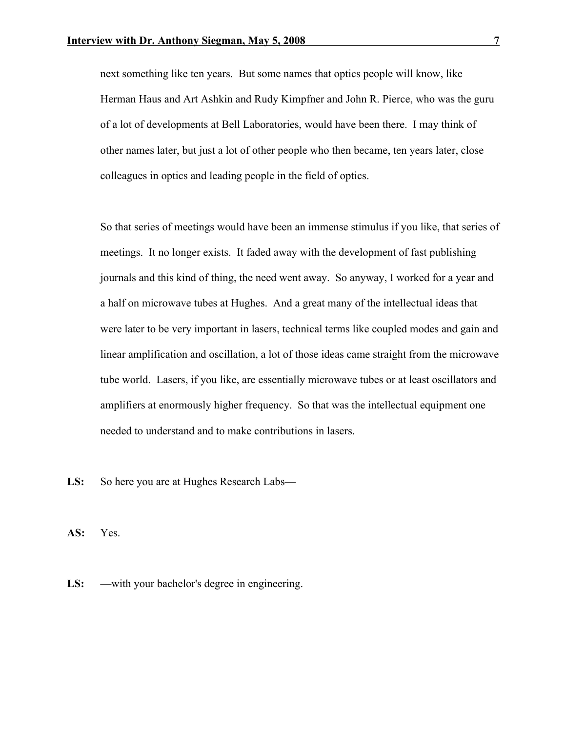next something like ten years. But some names that optics people will know, like Herman Haus and Art Ashkin and Rudy Kimpfner and John R. Pierce, who was the guru of a lot of developments at Bell Laboratories, would have been there. I may think of other names later, but just a lot of other people who then became, ten years later, close colleagues in optics and leading people in the field of optics.

So that series of meetings would have been an immense stimulus if you like, that series of meetings. It no longer exists. It faded away with the development of fast publishing journals and this kind of thing, the need went away. So anyway, I worked for a year and a half on microwave tubes at Hughes. And a great many of the intellectual ideas that were later to be very important in lasers, technical terms like coupled modes and gain and linear amplification and oscillation, a lot of those ideas came straight from the microwave tube world. Lasers, if you like, are essentially microwave tubes or at least oscillators and amplifiers at enormously higher frequency. So that was the intellectual equipment one needed to understand and to make contributions in lasers.

**LS:** So here you are at Hughes Research Labs—

**AS:** Yes.

**LS:** —with your bachelor's degree in engineering.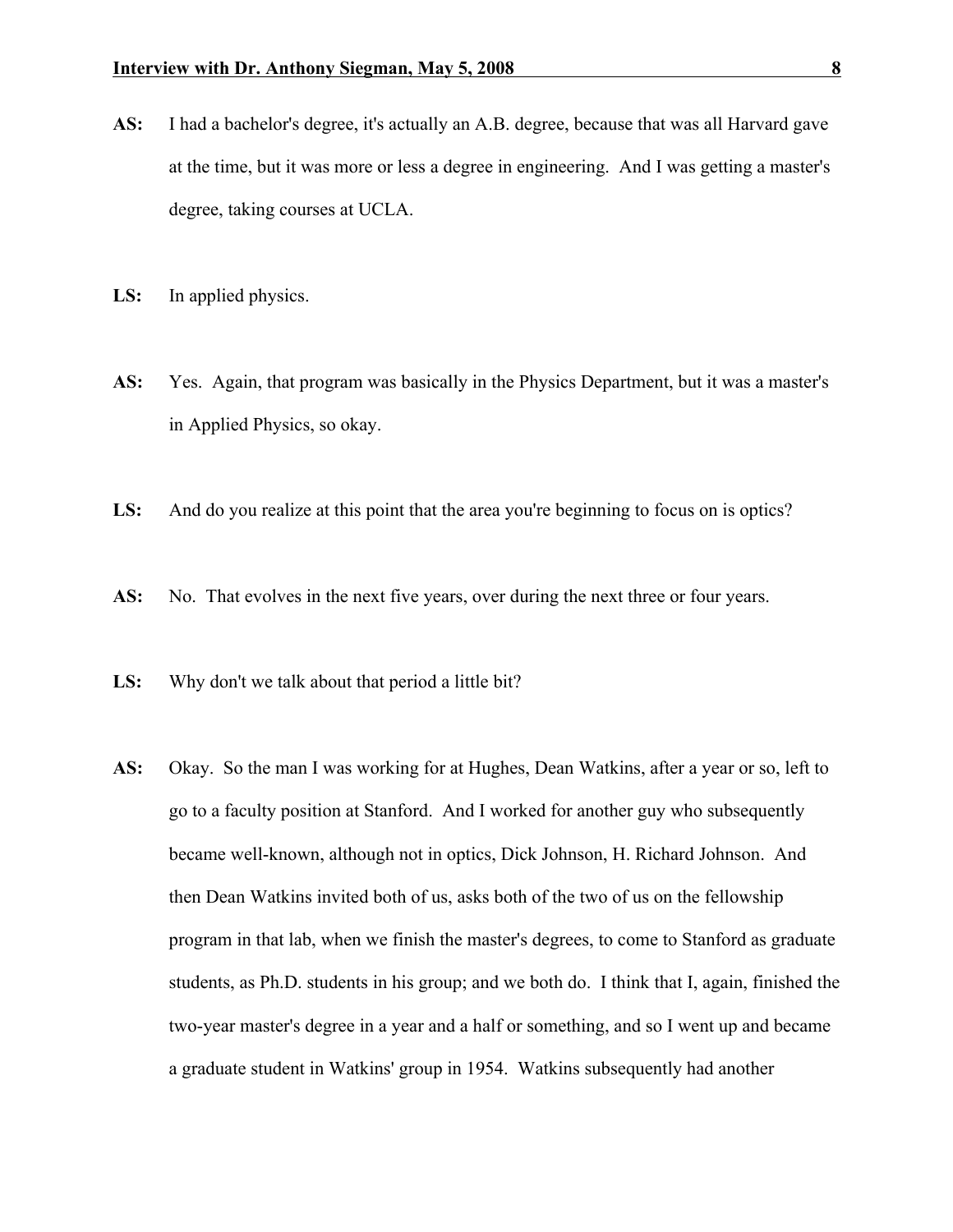**AS:** I had a bachelor's degree, it's actually an A.B. degree, because that was all Harvard gave at the time, but it was more or less a degree in engineering. And I was getting a master's degree, taking courses at UCLA.

**LS:** In applied physics.

**AS:** Yes. Again, that program was basically in the Physics Department, but it was a master's in Applied Physics, so okay.

**LS:** And do you realize at this point that the area you're beginning to focus on is optics?

**AS:** No. That evolves in the next five years, over during the next three or four years.

**LS:** Why don't we talk about that period a little bit?

**AS:** Okay. So the man I was working for at Hughes, Dean Watkins, after a year or so, left to go to a faculty position at Stanford. And I worked for another guy who subsequently became well-known, although not in optics, Dick Johnson, H. Richard Johnson. And then Dean Watkins invited both of us, asks both of the two of us on the fellowship program in that lab, when we finish the master's degrees, to come to Stanford as graduate students, as Ph.D. students in his group; and we both do. I think that I, again, finished the two-year master's degree in a year and a half or something, and so I went up and became a graduate student in Watkins' group in 1954. Watkins subsequently had another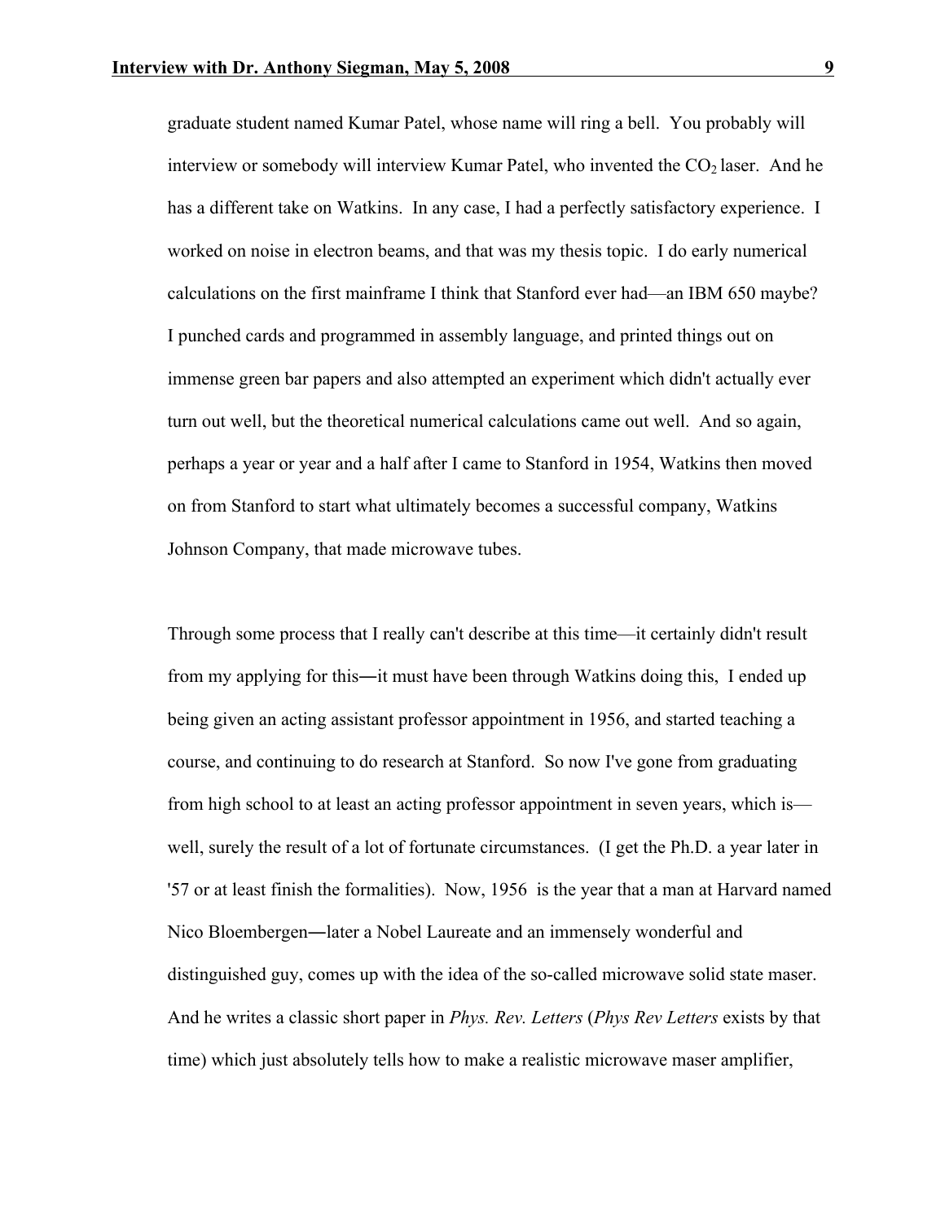graduate student named Kumar Patel, whose name will ring a bell. You probably will interview or somebody will interview Kumar Patel, who invented the $CO_2$ laser. And he has a different take on Watkins. In any case, I had a perfectly satisfactory experience. I worked on noise in electron beams, and that was my thesis topic. I do early numerical calculations on the first mainframe I think that Stanford ever had—an IBM 650 maybe? I punched cards and programmed in assembly language, and printed things out on immense green bar papers and also attempted an experiment which didn't actually ever turn out well, but the theoretical numerical calculations came out well. And so again, perhaps a year or year and a half after I came to Stanford in 1954, Watkins then moved on from Stanford to start what ultimately becomes a successful company, Watkins Johnson Company, that made microwave tubes.

Through some process that I really can't describe at this time—it certainly didn't result from my applying for this―it must have been through Watkins doing this, I ended up being given an acting assistant professor appointment in 1956, and started teaching a course, and continuing to do research at Stanford. So now I've gone from graduating from high school to at least an acting professor appointment in seven years, which is—well, surely the result of a lot of fortunate circumstances. (I get the Ph.D. a year later in '57 or at least finish the formalities). Now, 1956 is the year that a man at Harvard named Nico Bloembergen―later a Nobel Laureate and an immensely wonderful and distinguished guy, comes up with the idea of the so-called microwave solid state maser. And he writes a classic short paper in *Phys. Rev. Letters* (*Phys Rev Letters* exists by that time) which just absolutely tells how to make a realistic microwave maser amplifier,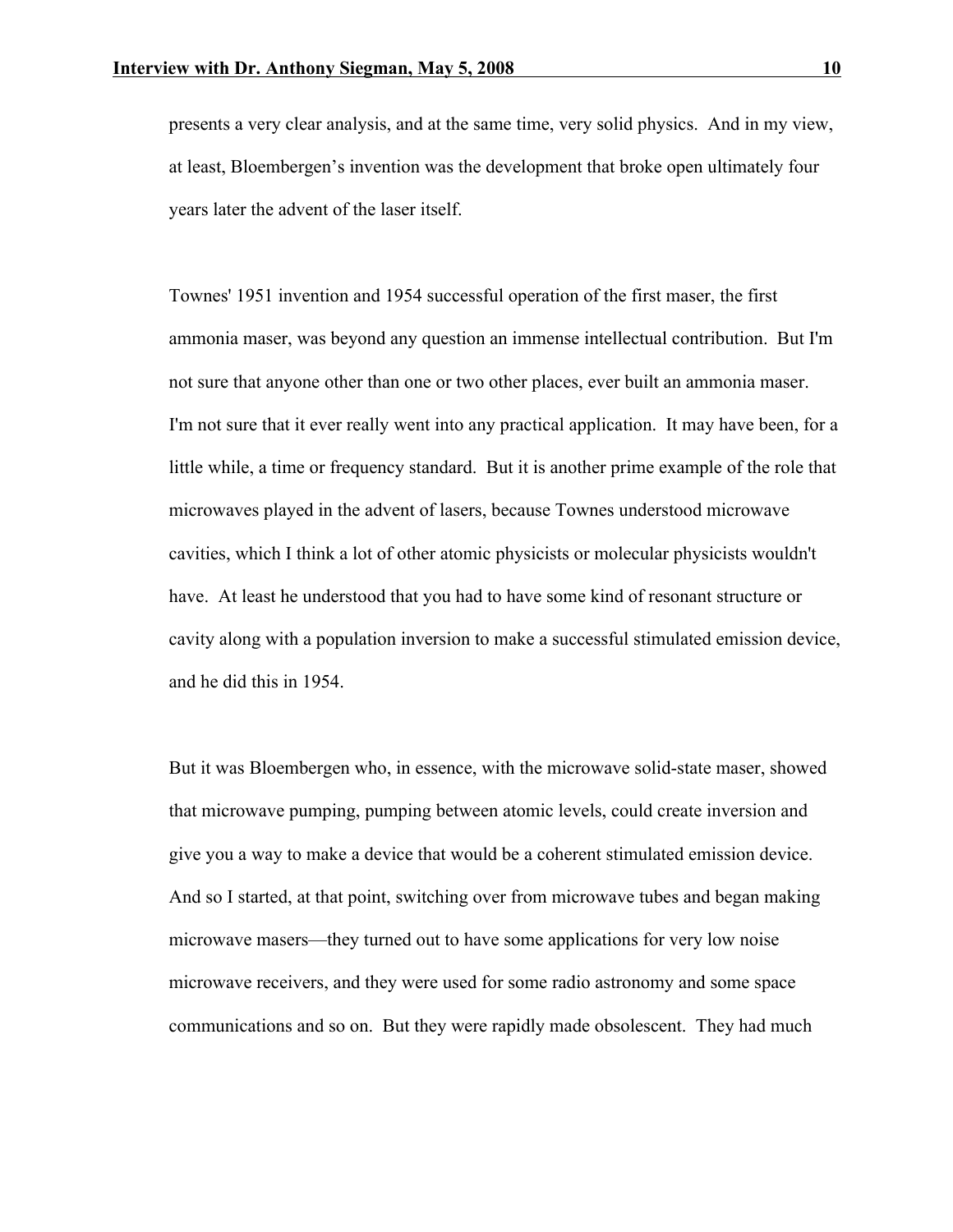presents a very clear analysis, and at the same time, very solid physics. And in my view, at least, Bloembergen's invention was the development that broke open ultimately four years later the advent of the laser itself.

Townes' 1951 invention and 1954 successful operation of the first maser, the first ammonia maser, was beyond any question an immense intellectual contribution. But I'm not sure that anyone other than one or two other places, ever built an ammonia maser. I'm not sure that it ever really went into any practical application. It may have been, for a little while, a time or frequency standard. But it is another prime example of the role that microwaves played in the advent of lasers, because Townes understood microwave cavities, which I think a lot of other atomic physicists or molecular physicists wouldn't have. At least he understood that you had to have some kind of resonant structure or cavity along with a population inversion to make a successful stimulated emission device, and he did this in 1954.

But it was Bloembergen who, in essence, with the microwave solid-state maser, showed that microwave pumping, pumping between atomic levels, could create inversion and give you a way to make a device that would be a coherent stimulated emission device. And so I started, at that point, switching over from microwave tubes and began making microwave masers—they turned out to have some applications for very low noise microwave receivers, and they were used for some radio astronomy and some space communications and so on. But they were rapidly made obsolescent. They had much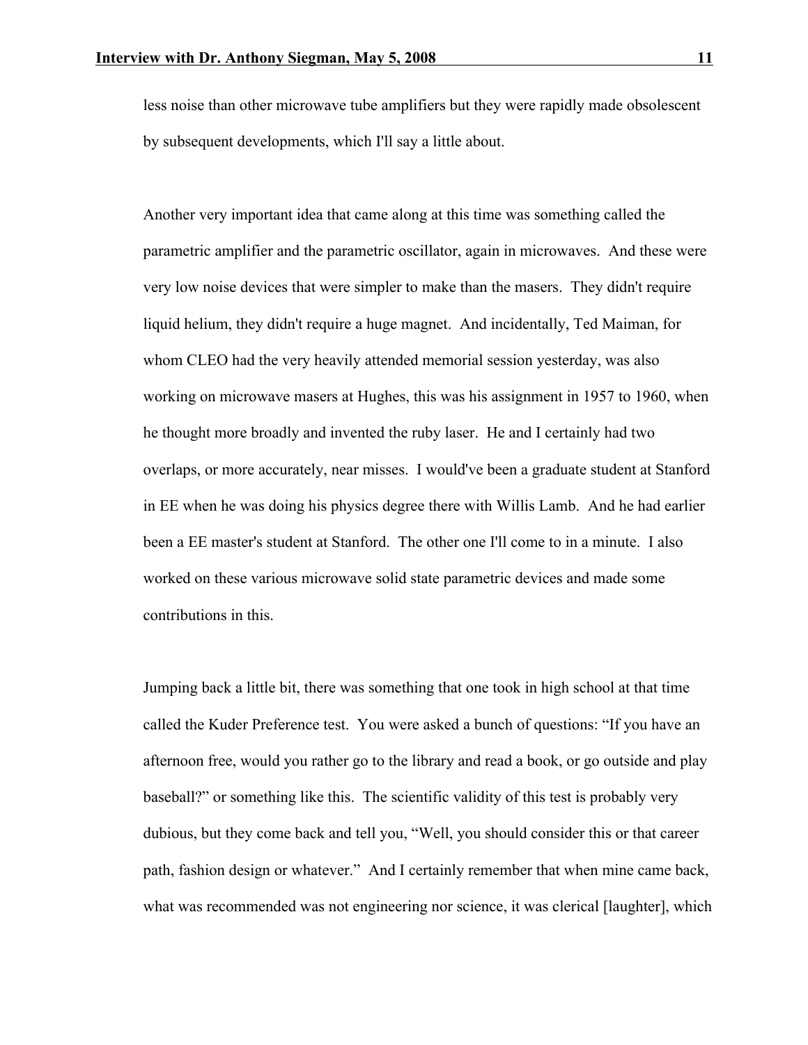less noise than other microwave tube amplifiers but they were rapidly made obsolescent by subsequent developments, which I'll say a little about.

Another very important idea that came along at this time was something called the parametric amplifier and the parametric oscillator, again in microwaves. And these were very low noise devices that were simpler to make than the masers. They didn't require liquid helium, they didn't require a huge magnet. And incidentally, Ted Maiman, for whom CLEO had the very heavily attended memorial session yesterday, was also working on microwave masers at Hughes, this was his assignment in 1957 to 1960, when he thought more broadly and invented the ruby laser. He and I certainly had two overlaps, or more accurately, near misses. I would've been a graduate student at Stanford in EE when he was doing his physics degree there with Willis Lamb. And he had earlier been a EE master's student at Stanford. The other one I'll come to in a minute. I also worked on these various microwave solid state parametric devices and made some contributions in this.

Jumping back a little bit, there was something that one took in high school at that time called the Kuder Preference test. You were asked a bunch of questions: “If you have an afternoon free, would you rather go to the library and read a book, or go outside and play baseball?” or something like this. The scientific validity of this test is probably very dubious, but they come back and tell you, “Well, you should consider this or that career path, fashion design or whatever.” And I certainly remember that when mine came back, what was recommended was not engineering nor science, it was clerical [laughter], which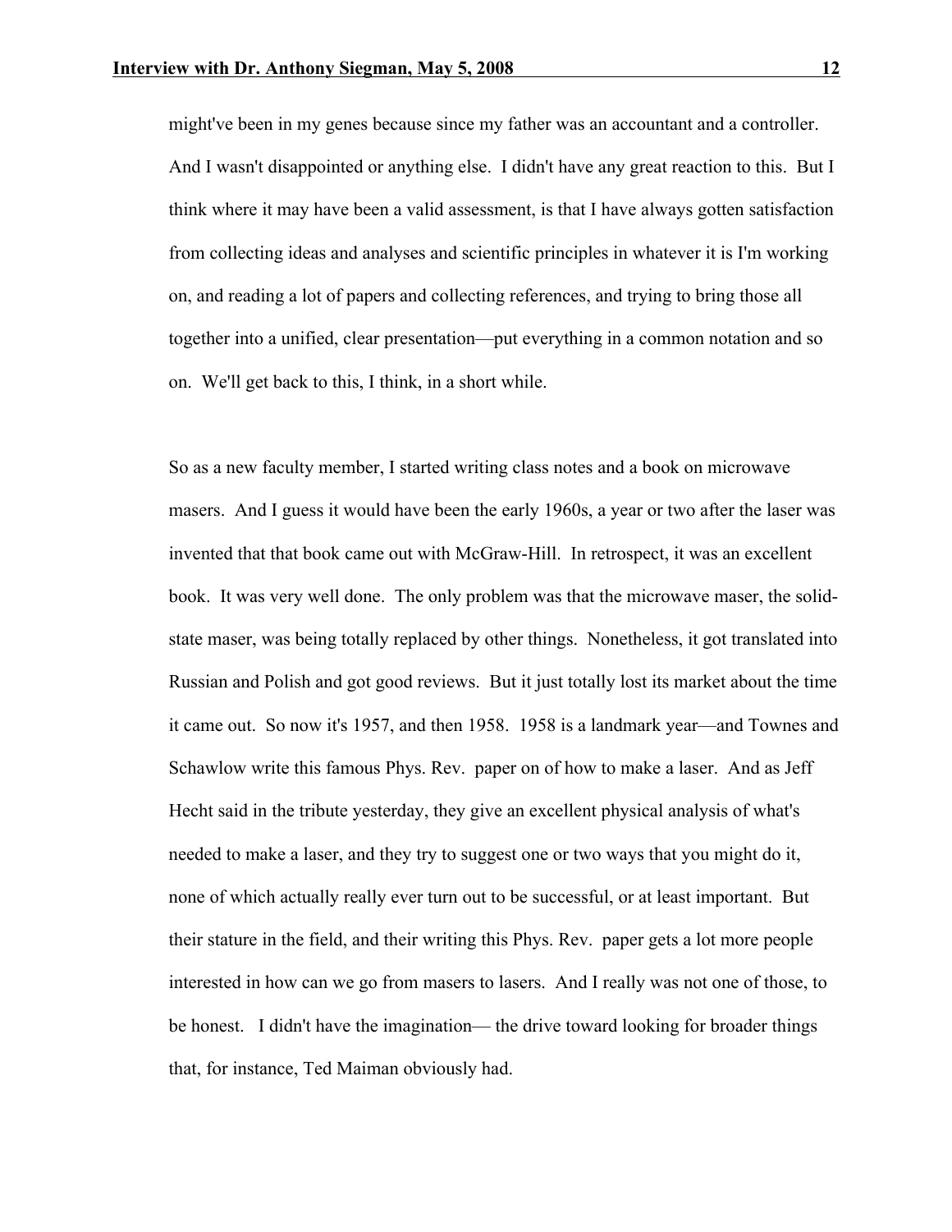might've been in my genes because since my father was an accountant and a controller. And I wasn't disappointed or anything else. I didn't have any great reaction to this. But I think where it may have been a valid assessment, is that I have always gotten satisfaction from collecting ideas and analyses and scientific principles in whatever it is I'm working on, and reading a lot of papers and collecting references, and trying to bring those all together into a unified, clear presentation—put everything in a common notation and so on. We'll get back to this, I think, in a short while.

So as a new faculty member, I started writing class notes and a book on microwave masers. And I guess it would have been the early 1960s, a year or two after the laser was invented that that book came out with McGraw-Hill. In retrospect, it was an excellent book. It was very well done. The only problem was that the microwave maser, the solid-state maser, was being totally replaced by other things. Nonetheless, it got translated into Russian and Polish and got good reviews. But it just totally lost its market about the time it came out. So now it's 1957, and then 1958. 1958 is a landmark year—and Townes and Schawlow write this famous Phys. Rev. paper on of how to make a laser. And as Jeff Hecht said in the tribute yesterday, they give an excellent physical analysis of what's needed to make a laser, and they try to suggest one or two ways that you might do it, none of which actually really ever turn out to be successful, or at least important. But their stature in the field, and their writing this Phys. Rev. paper gets a lot more people interested in how can we go from masers to lasers. And I really was not one of those, to be honest. I didn't have the imagination— the drive toward looking for broader things that, for instance, Ted Maiman obviously had.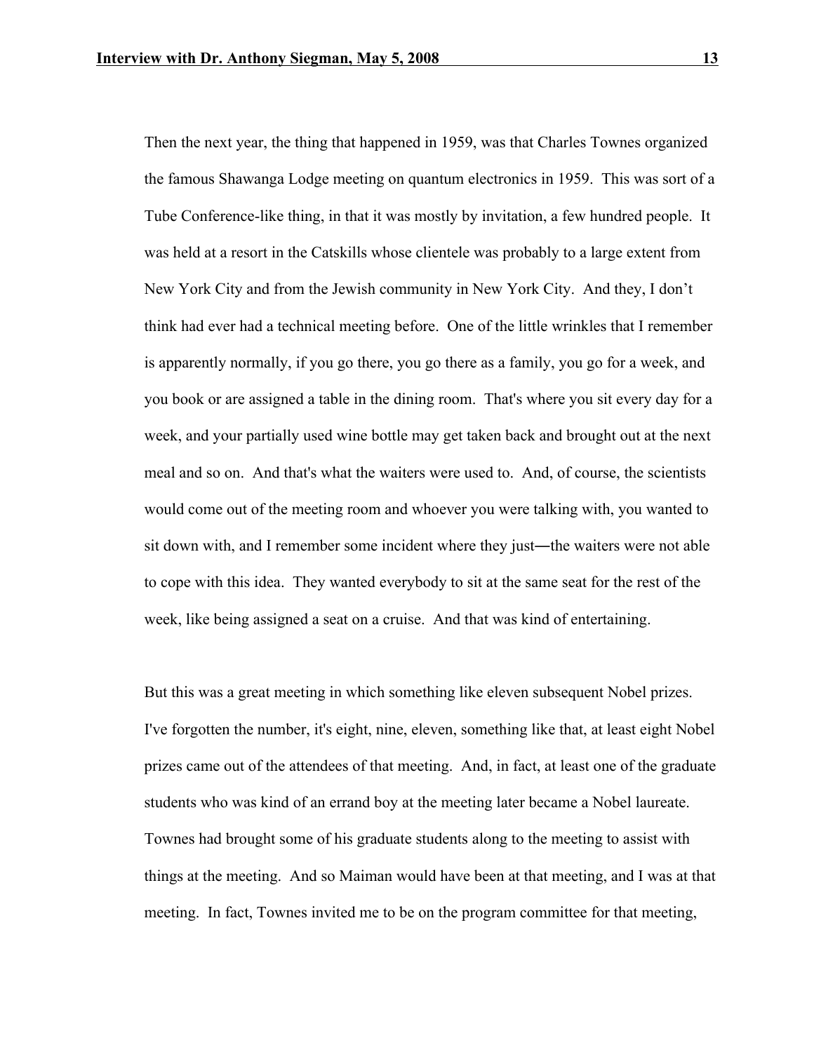Then the next year, the thing that happened in 1959, was that Charles Townes organized the famous Shawanga Lodge meeting on quantum electronics in 1959. This was sort of a Tube Conference-like thing, in that it was mostly by invitation, a few hundred people. It was held at a resort in the Catskills whose clientele was probably to a large extent from New York City and from the Jewish community in New York City. And they, I don't think had ever had a technical meeting before. One of the little wrinkles that I remember is apparently normally, if you go there, you go there as a family, you go for a week, and you book or are assigned a table in the dining room. That's where you sit every day for a week, and your partially used wine bottle may get taken back and brought out at the next meal and so on. And that's what the waiters were used to. And, of course, the scientists would come out of the meeting room and whoever you were talking with, you wanted to sit down with, and I remember some incident where they just—the waiters were not able to cope with this idea. They wanted everybody to sit at the same seat for the rest of the week, like being assigned a seat on a cruise. And that was kind of entertaining.

But this was a great meeting in which something like eleven subsequent Nobel prizes. I've forgotten the number, it's eight, nine, eleven, something like that, at least eight Nobel prizes came out of the attendees of that meeting. And, in fact, at least one of the graduate students who was kind of an errand boy at the meeting later became a Nobel laureate. Townes had brought some of his graduate students along to the meeting to assist with things at the meeting. And so Maiman would have been at that meeting, and I was at that meeting. In fact, Townes invited me to be on the program committee for that meeting,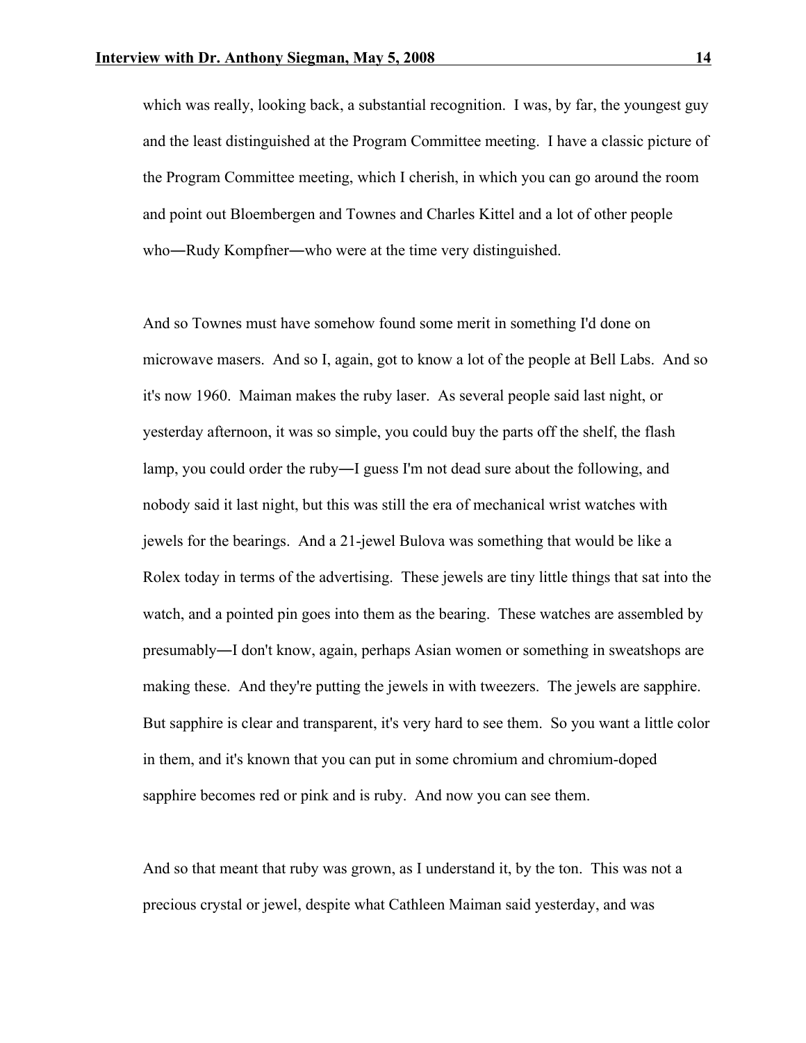which was really, looking back, a substantial recognition. I was, by far, the youngest guy and the least distinguished at the Program Committee meeting. I have a classic picture of the Program Committee meeting, which I cherish, in which you can go around the room and point out Bloembergen and Townes and Charles Kittel and a lot of other people who―Rudy Kompfner―who were at the time very distinguished.

And so Townes must have somehow found some merit in something I'd done on microwave masers. And so I, again, got to know a lot of the people at Bell Labs. And so it's now 1960. Maiman makes the ruby laser. As several people said last night, or yesterday afternoon, it was so simple, you could buy the parts off the shelf, the flash lamp, you could order the ruby―I guess I'm not dead sure about the following, and nobody said it last night, but this was still the era of mechanical wrist watches with jewels for the bearings. And a 21-jewel Bulova was something that would be like a Rolex today in terms of the advertising. These jewels are tiny little things that sat into the watch, and a pointed pin goes into them as the bearing. These watches are assembled by presumably―I don't know, again, perhaps Asian women or something in sweatshops are making these. And they're putting the jewels in with tweezers. The jewels are sapphire. But sapphire is clear and transparent, it's very hard to see them. So you want a little color in them, and it's known that you can put in some chromium and chromium-doped sapphire becomes red or pink and is ruby. And now you can see them.

And so that meant that ruby was grown, as I understand it, by the ton. This was not a precious crystal or jewel, despite what Cathleen Maiman said yesterday, and was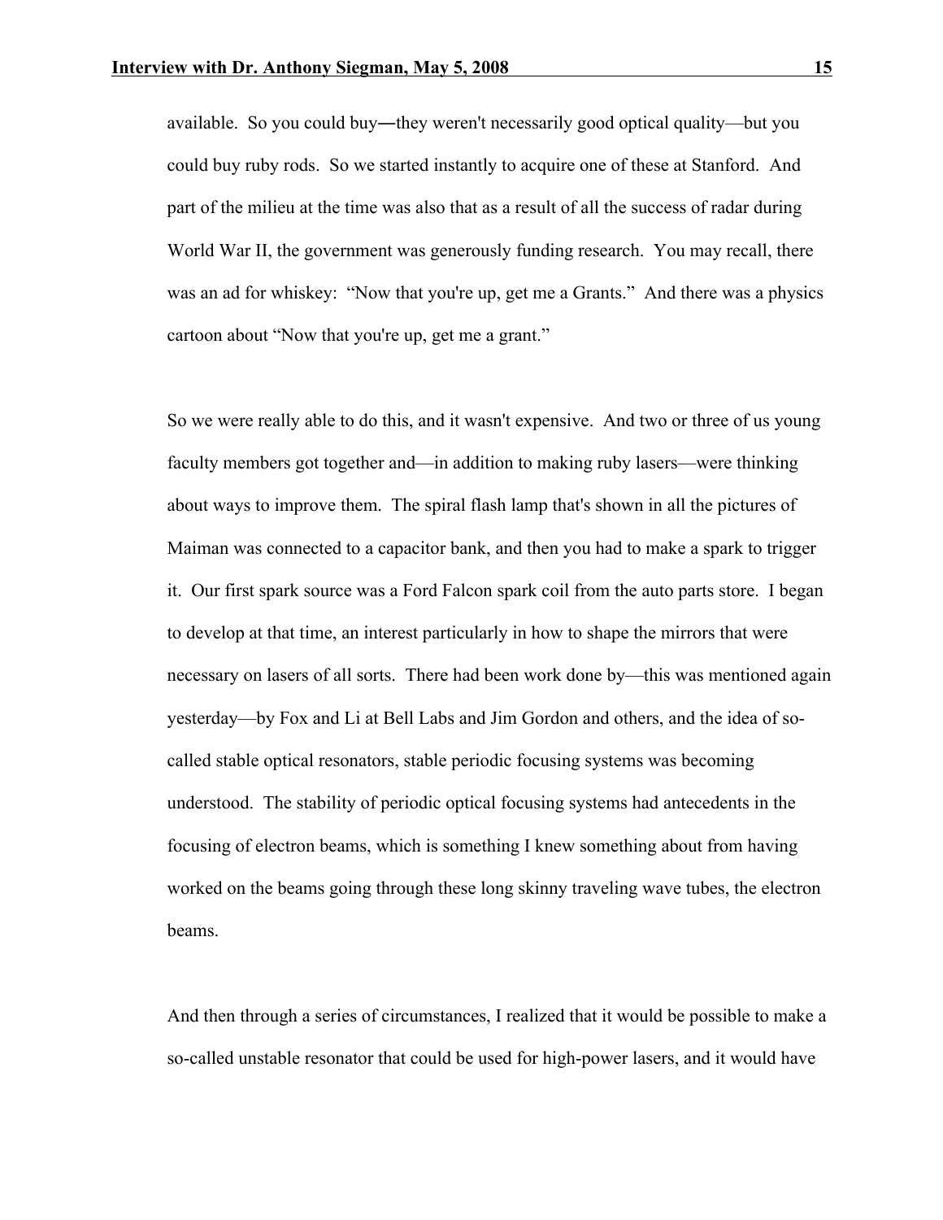available. So you could buy―they weren't necessarily good optical quality—but you could buy ruby rods. So we started instantly to acquire one of these at Stanford. And part of the milieu at the time was also that as a result of all the success of radar during World War II, the government was generously funding research. You may recall, there was an ad for whiskey: "Now that you're up, get me a Grants." And there was a physics cartoon about "Now that you're up, get me a grant."

So we were really able to do this, and it wasn't expensive. And two or three of us young faculty members got together and—in addition to making ruby lasers—were thinking about ways to improve them. The spiral flash lamp that's shown in all the pictures of Maiman was connected to a capacitor bank, and then you had to make a spark to trigger it. Our first spark source was a Ford Falcon spark coil from the auto parts store. I began to develop at that time, an interest particularly in how to shape the mirrors that were necessary on lasers of all sorts. There had been work done by—this was mentioned again yesterday—by Fox and Li at Bell Labs and Jim Gordon and others, and the idea of so-called stable optical resonators, stable periodic focusing systems was becoming understood. The stability of periodic optical focusing systems had antecedents in the focusing of electron beams, which is something I knew something about from having worked on the beams going through these long skinny traveling wave tubes, the electron beams.

And then through a series of circumstances, I realized that it would be possible to make a so-called unstable resonator that could be used for high-power lasers, and it would have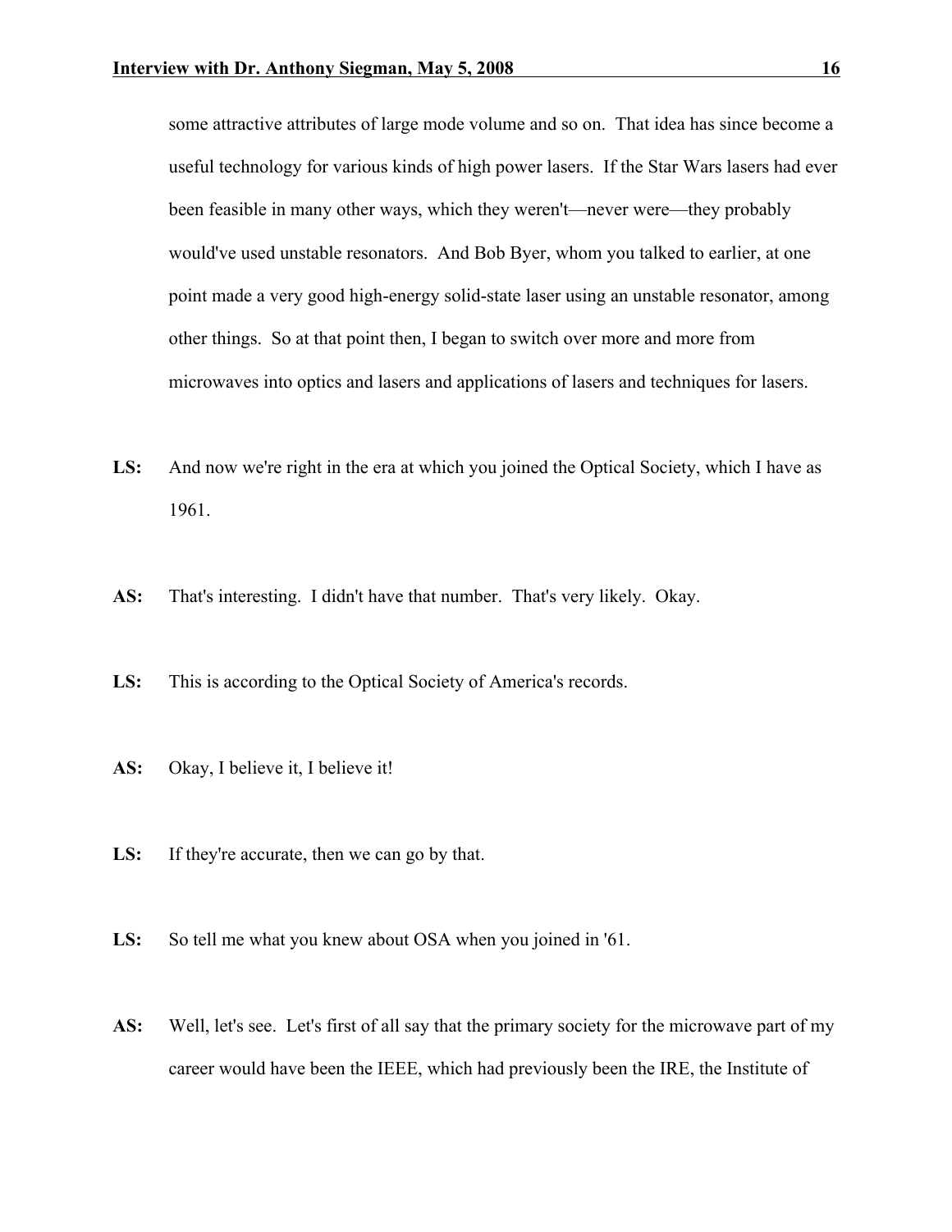some attractive attributes of large mode volume and so on. That idea has since become a useful technology for various kinds of high power lasers. If the Star Wars lasers had ever been feasible in many other ways, which they weren't—never were—they probably would've used unstable resonators. And Bob Byer, whom you talked to earlier, at one point made a very good high-energy solid-state laser using an unstable resonator, among other things. So at that point then, I began to switch over more and more from microwaves into optics and lasers and applications of lasers and techniques for lasers.

**LS:** And now we're right in the era at which you joined the Optical Society, which I have as 1961.

**AS:** That's interesting. I didn't have that number. That's very likely. Okay.

**LS:** This is according to the Optical Society of America's records.

**AS:** Okay, I believe it, I believe it!

**LS:** If they're accurate, then we can go by that.

**LS:** So tell me what you knew about OSA when you joined in '61.

**AS:** Well, let's see. Let's first of all say that the primary society for the microwave part of my career would have been the IEEE, which had previously been the IRE, the Institute of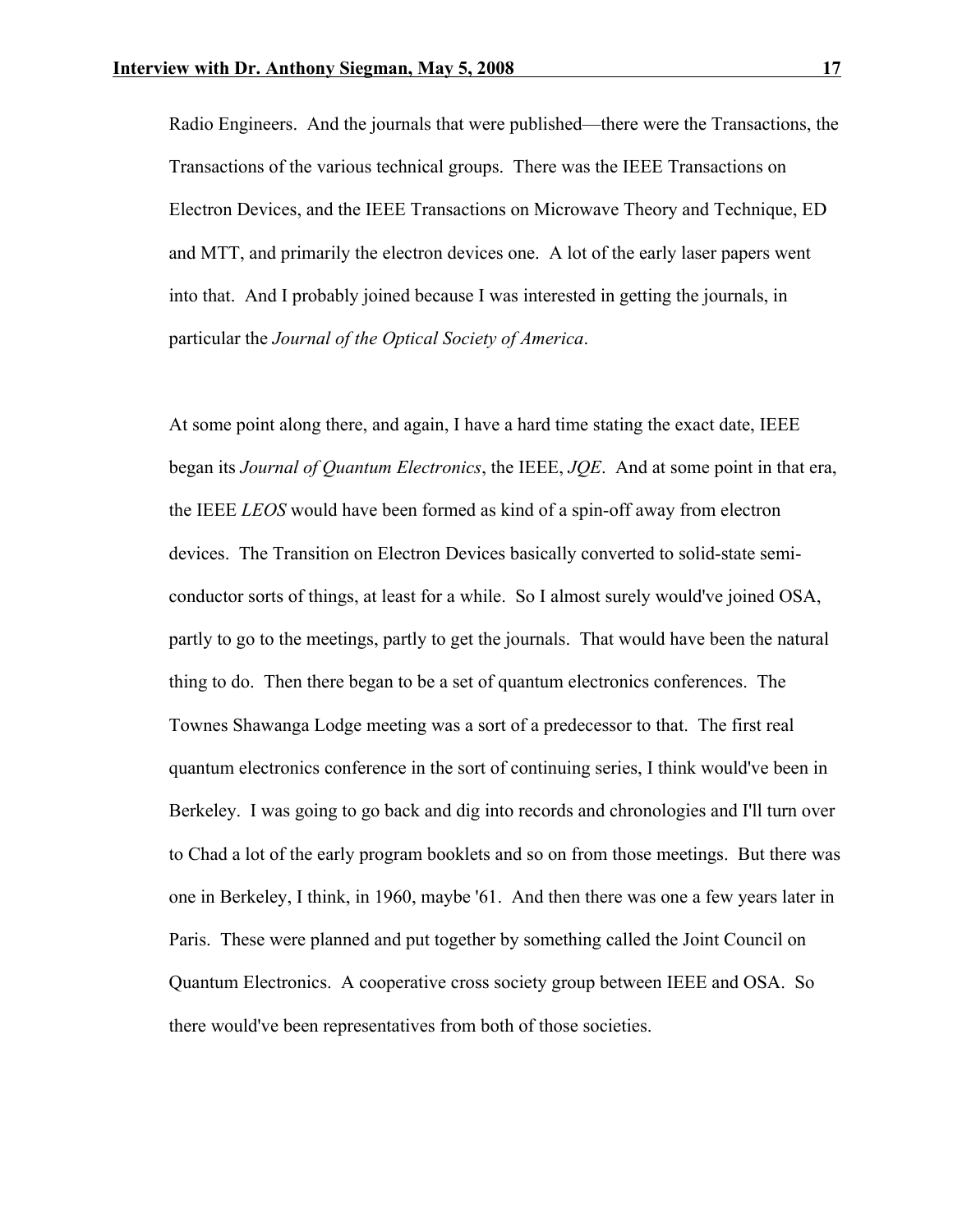Radio Engineers. And the journals that were published—there were the Transactions, the Transactions of the various technical groups. There was the IEEE Transactions on Electron Devices, and the IEEE Transactions on Microwave Theory and Technique, ED and MTT, and primarily the electron devices one. A lot of the early laser papers went into that. And I probably joined because I was interested in getting the journals, in particular the *Journal of the Optical Society of America*.

At some point along there, and again, I have a hard time stating the exact date, IEEE began its *Journal of Quantum Electronics*, the IEEE, *JQE*. And at some point in that era, the IEEE *LEOS* would have been formed as kind of a spin-off away from electron devices. The Transition on Electron Devices basically converted to solid-state semi-conductor sorts of things, at least for a while. So I almost surely would've joined OSA, partly to go to the meetings, partly to get the journals. That would have been the natural thing to do. Then there began to be a set of quantum electronics conferences. The Townes Shawanga Lodge meeting was a sort of a predecessor to that. The first real quantum electronics conference in the sort of continuing series, I think would've been in Berkeley. I was going to go back and dig into records and chronologies and I'll turn over to Chad a lot of the early program booklets and so on from those meetings. But there was one in Berkeley, I think, in 1960, maybe '61. And then there was one a few years later in Paris. These were planned and put together by something called the Joint Council on Quantum Electronics. A cooperative cross society group between IEEE and OSA. So there would've been representatives from both of those societies.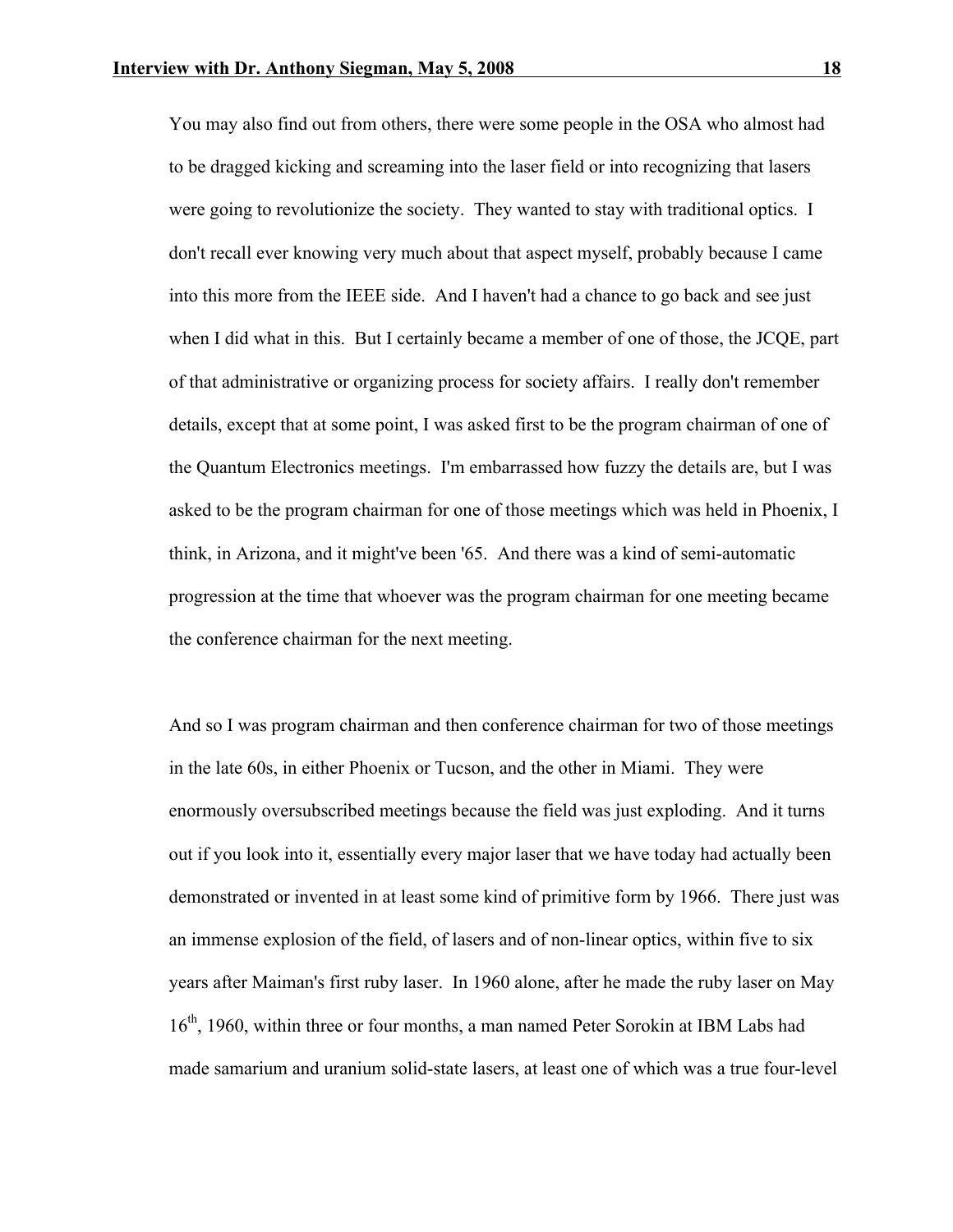You may also find out from others, there were some people in the OSA who almost had to be dragged kicking and screaming into the laser field or into recognizing that lasers were going to revolutionize the society. They wanted to stay with traditional optics. I don't recall ever knowing very much about that aspect myself, probably because I came into this more from the IEEE side. And I haven't had a chance to go back and see just when I did what in this. But I certainly became a member of one of those, the JCQE, part of that administrative or organizing process for society affairs. I really don't remember details, except that at some point, I was asked first to be the program chairman of one of the Quantum Electronics meetings. I'm embarrassed how fuzzy the details are, but I was asked to be the program chairman for one of those meetings which was held in Phoenix, I think, in Arizona, and it might've been '65. And there was a kind of semi-automatic progression at the time that whoever was the program chairman for one meeting became the conference chairman for the next meeting.

And so I was program chairman and then conference chairman for two of those meetings in the late 60s, in either Phoenix or Tucson, and the other in Miami. They were enormously oversubscribed meetings because the field was just exploding. And it turns out if you look into it, essentially every major laser that we have today had actually been demonstrated or invented in at least some kind of primitive form by 1966. There just was an immense explosion of the field, of lasers and of non-linear optics, within five to six years after Maiman's first ruby laser. In 1960 alone, after he made the ruby laser on May 16th, 1960, within three or four months, a man named Peter Sorokin at IBM Labs had made samarium and uranium solid-state lasers, at least one of which was a true four-level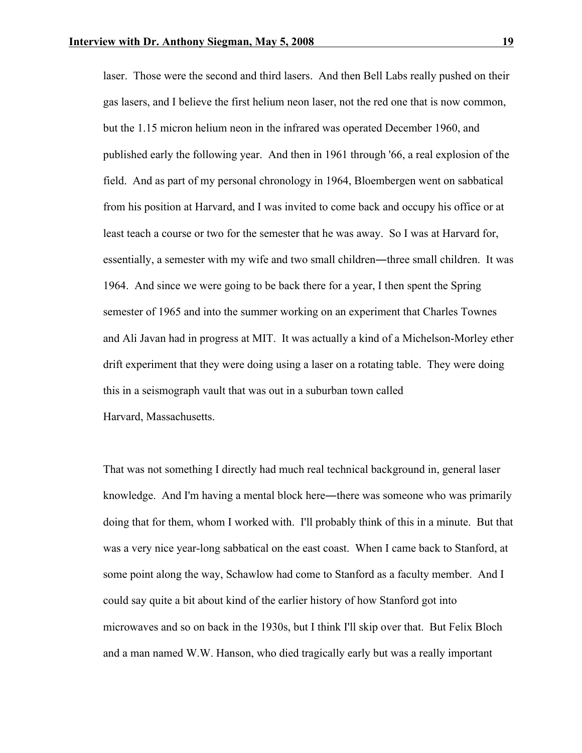laser. Those were the second and third lasers. And then Bell Labs really pushed on their gas lasers, and I believe the first helium neon laser, not the red one that is now common, but the 1.15 micron helium neon in the infrared was operated December 1960, and published early the following year. And then in 1961 through '66, a real explosion of the field. And as part of my personal chronology in 1964, Bloembergen went on sabbatical from his position at Harvard, and I was invited to come back and occupy his office or at least teach a course or two for the semester that he was away. So I was at Harvard for, essentially, a semester with my wife and two small children—three small children. It was 1964. And since we were going to be back there for a year, I then spent the Spring semester of 1965 and into the summer working on an experiment that Charles Townes and Ali Javan had in progress at MIT. It was actually a kind of a Michelson-Morley ether drift experiment that they were doing using a laser on a rotating table. They were doing this in a seismograph vault that was out in a suburban town called Harvard, Massachusetts.

That was not something I directly had much real technical background in, general laser knowledge. And I'm having a mental block here—there was someone who was primarily doing that for them, whom I worked with. I'll probably think of this in a minute. But that was a very nice year-long sabbatical on the east coast. When I came back to Stanford, at some point along the way, Schawlow had come to Stanford as a faculty member. And I could say quite a bit about kind of the earlier history of how Stanford got into microwaves and so on back in the 1930s, but I think I'll skip over that. But Felix Bloch and a man named W.W. Hanson, who died tragically early but was a really important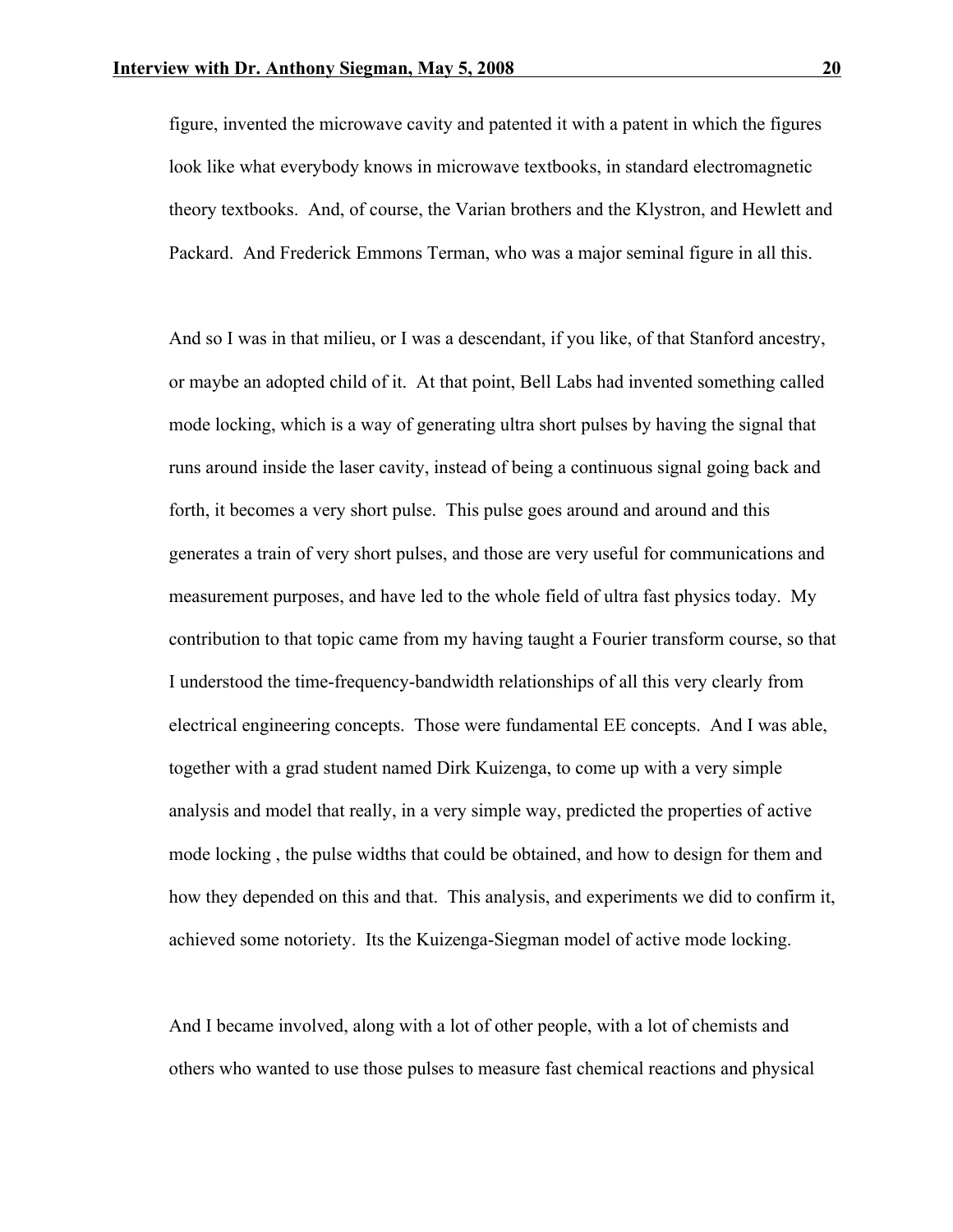figure, invented the microwave cavity and patented it with a patent in which the figures look like what everybody knows in microwave textbooks, in standard electromagnetic theory textbooks. And, of course, the Varian brothers and the Klystron, and Hewlett and Packard. And Frederick Emmons Terman, who was a major seminal figure in all this.

And so I was in that milieu, or I was a descendant, if you like, of that Stanford ancestry, or maybe an adopted child of it. At that point, Bell Labs had invented something called mode locking, which is a way of generating ultra short pulses by having the signal that runs around inside the laser cavity, instead of being a continuous signal going back and forth, it becomes a very short pulse. This pulse goes around and around and this generates a train of very short pulses, and those are very useful for communications and measurement purposes, and have led to the whole field of ultra fast physics today. My contribution to that topic came from my having taught a Fourier transform course, so that I understood the time-frequency-bandwidth relationships of all this very clearly from electrical engineering concepts. Those were fundamental EE concepts. And I was able, together with a grad student named Dirk Kuizenga, to come up with a very simple analysis and model that really, in a very simple way, predicted the properties of active mode locking , the pulse widths that could be obtained, and how to design for them and how they depended on this and that. This analysis, and experiments we did to confirm it, achieved some notoriety. Its the Kuizenga-Siegman model of active mode locking.

And I became involved, along with a lot of other people, with a lot of chemists and others who wanted to use those pulses to measure fast chemical reactions and physical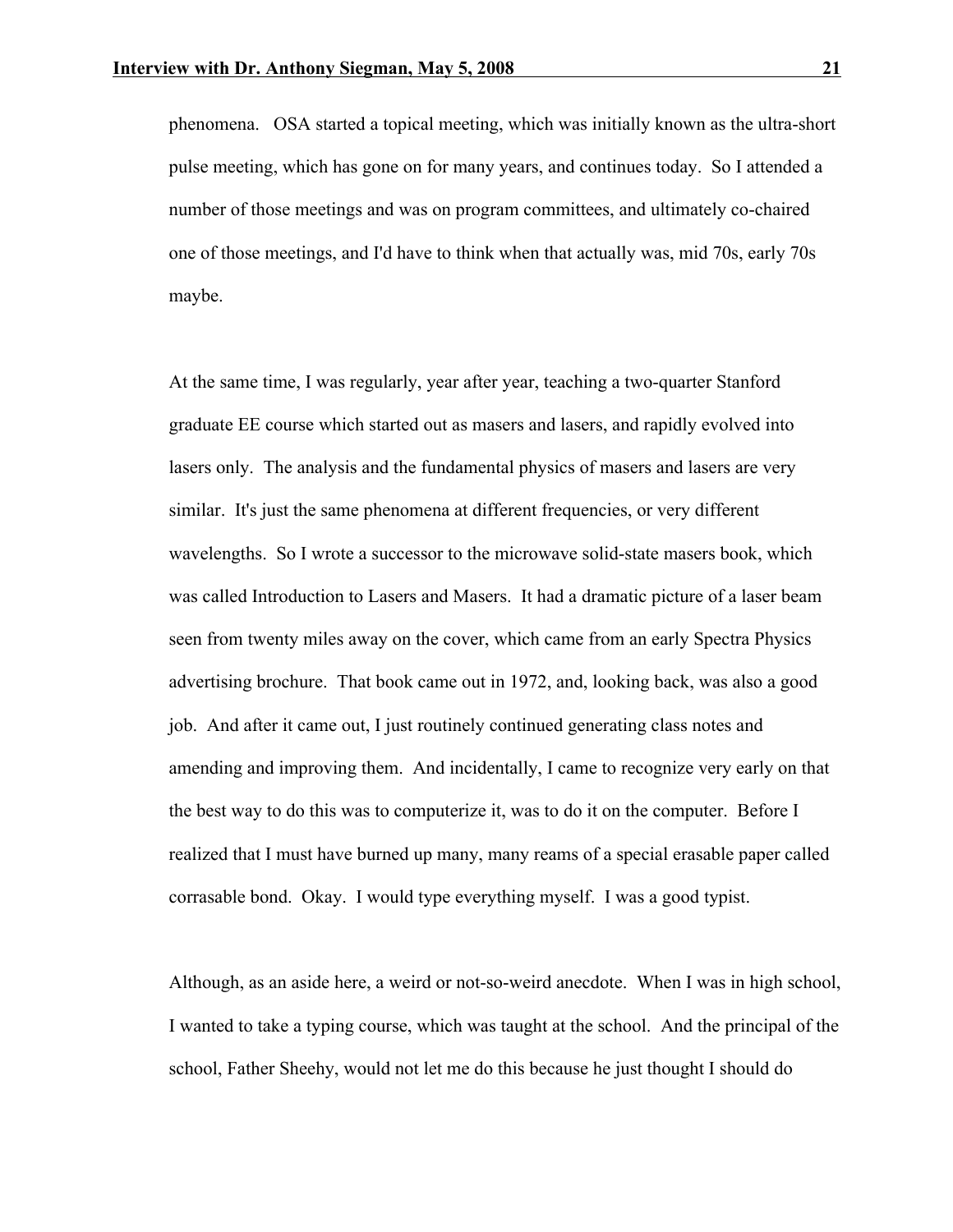phenomena. OSA started a topical meeting, which was initially known as the ultra-short pulse meeting, which has gone on for many years, and continues today. So I attended a number of those meetings and was on program committees, and ultimately co-chaired one of those meetings, and I'd have to think when that actually was, mid 70s, early 70s maybe.

At the same time, I was regularly, year after year, teaching a two-quarter Stanford graduate EE course which started out as masers and lasers, and rapidly evolved into lasers only. The analysis and the fundamental physics of masers and lasers are very similar. It's just the same phenomena at different frequencies, or very different wavelengths. So I wrote a successor to the microwave solid-state masers book, which was called Introduction to Lasers and Masers. It had a dramatic picture of a laser beam seen from twenty miles away on the cover, which came from an early Spectra Physics advertising brochure. That book came out in 1972, and, looking back, was also a good job. And after it came out, I just routinely continued generating class notes and amending and improving them. And incidentally, I came to recognize very early on that the best way to do this was to computerize it, was to do it on the computer. Before I realized that I must have burned up many, many reams of a special erasable paper called corrasable bond. Okay. I would type everything myself. I was a good typist.

Although, as an aside here, a weird or not-so-weird anecdote. When I was in high school, I wanted to take a typing course, which was taught at the school. And the principal of the school, Father Sheehy, would not let me do this because he just thought I should do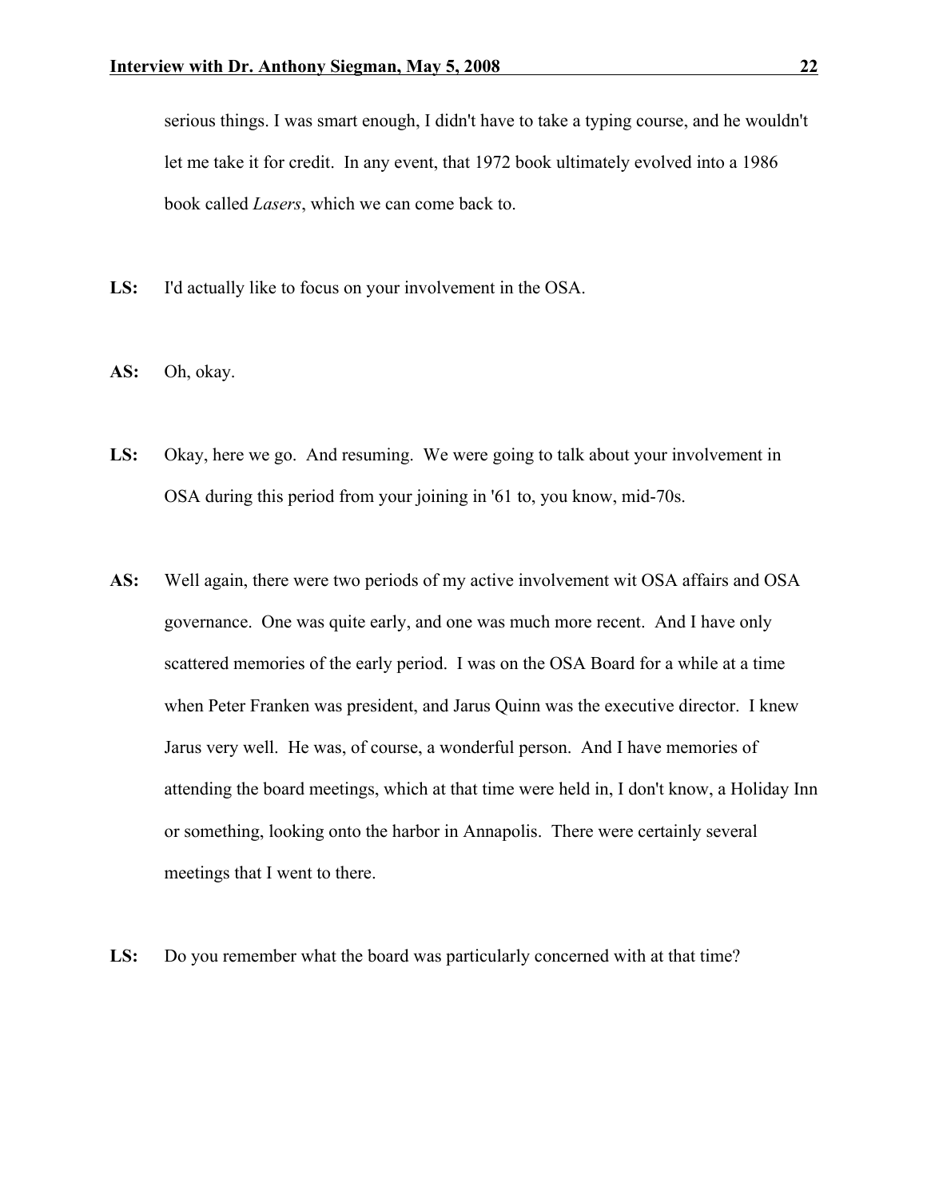serious things. I was smart enough, I didn't have to take a typing course, and he wouldn't let me take it for credit. In any event, that 1972 book ultimately evolved into a 1986 book called *Lasers*, which we can come back to.

**LS:** I'd actually like to focus on your involvement in the OSA.

**AS:** Oh, okay.

**LS:** Okay, here we go. And resuming. We were going to talk about your involvement in OSA during this period from your joining in '61 to, you know, mid-70s.

**AS:** Well again, there were two periods of my active involvement wit OSA affairs and OSA governance. One was quite early, and one was much more recent. And I have only scattered memories of the early period. I was on the OSA Board for a while at a time when Peter Franken was president, and Jarus Quinn was the executive director. I knew Jarus very well. He was, of course, a wonderful person. And I have memories of attending the board meetings, which at that time were held in, I don't know, a Holiday Inn or something, looking onto the harbor in Annapolis. There were certainly several meetings that I went to there.

**LS:** Do you remember what the board was particularly concerned with at that time?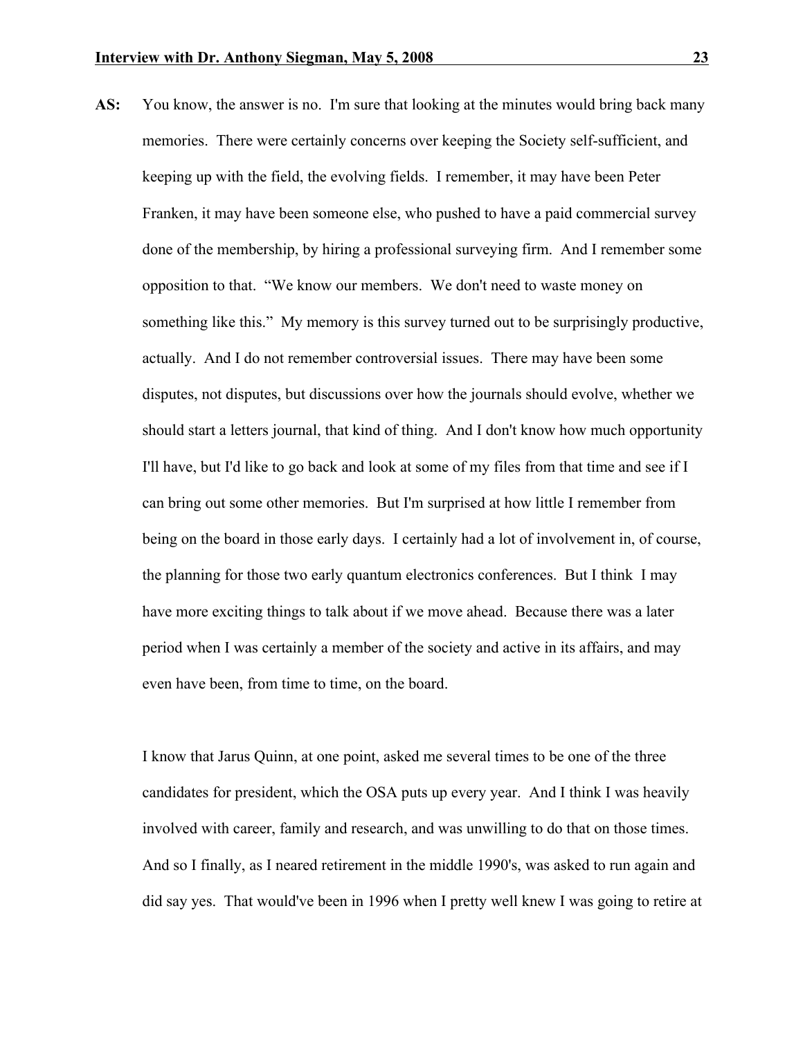**AS:** You know, the answer is no. I'm sure that looking at the minutes would bring back many memories. There were certainly concerns over keeping the Society self-sufficient, and keeping up with the field, the evolving fields. I remember, it may have been Peter Franken, it may have been someone else, who pushed to have a paid commercial survey done of the membership, by hiring a professional surveying firm. And I remember some opposition to that. "We know our members. We don't need to waste money on something like this." My memory is this survey turned out to be surprisingly productive, actually. And I do not remember controversial issues. There may have been some disputes, not disputes, but discussions over how the journals should evolve, whether we should start a letters journal, that kind of thing. And I don't know how much opportunity I'll have, but I'd like to go back and look at some of my files from that time and see if I can bring out some other memories. But I'm surprised at how little I remember from being on the board in those early days. I certainly had a lot of involvement in, of course, the planning for those two early quantum electronics conferences. But I think I may have more exciting things to talk about if we move ahead. Because there was a later period when I was certainly a member of the society and active in its affairs, and may even have been, from time to time, on the board.

I know that Jarus Quinn, at one point, asked me several times to be one of the three candidates for president, which the OSA puts up every year. And I think I was heavily involved with career, family and research, and was unwilling to do that on those times. And so I finally, as I neared retirement in the middle 1990's, was asked to run again and did say yes. That would've been in 1996 when I pretty well knew I was going to retire at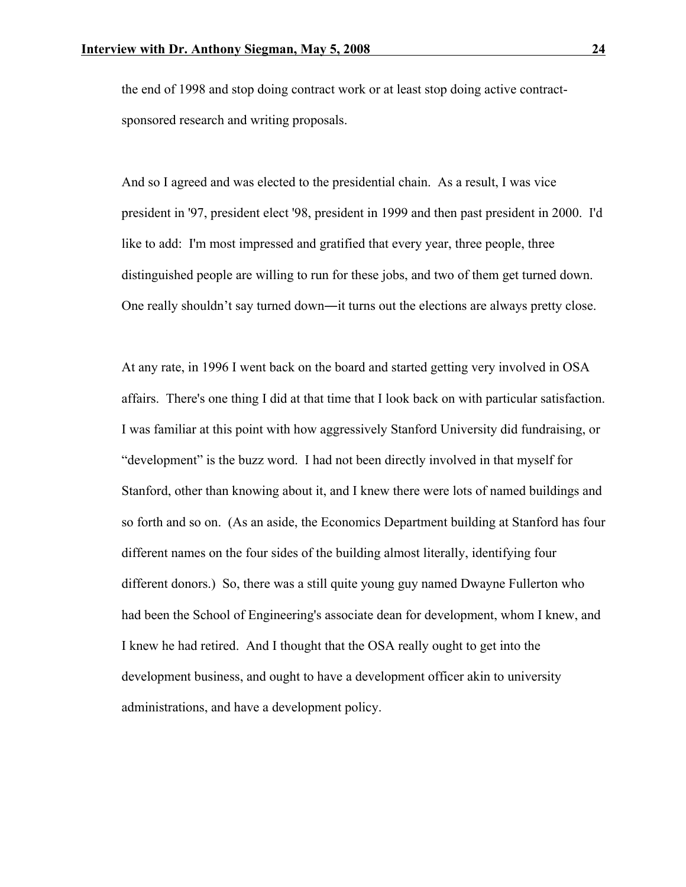the end of 1998 and stop doing contract work or at least stop doing active contract-sponsored research and writing proposals.

And so I agreed and was elected to the presidential chain. As a result, I was vice president in '97, president elect '98, president in 1999 and then past president in 2000. I'd like to add: I'm most impressed and gratified that every year, three people, three distinguished people are willing to run for these jobs, and two of them get turned down. One really shouldn't say turned down―it turns out the elections are always pretty close.

At any rate, in 1996 I went back on the board and started getting very involved in OSA affairs. There's one thing I did at that time that I look back on with particular satisfaction. I was familiar at this point with how aggressively Stanford University did fundraising, or "development" is the buzz word. I had not been directly involved in that myself for Stanford, other than knowing about it, and I knew there were lots of named buildings and so forth and so on. (As an aside, the Economics Department building at Stanford has four different names on the four sides of the building almost literally, identifying four different donors.) So, there was a still quite young guy named Dwayne Fullerton who had been the School of Engineering's associate dean for development, whom I knew, and I knew he had retired. And I thought that the OSA really ought to get into the development business, and ought to have a development officer akin to university administrations, and have a development policy.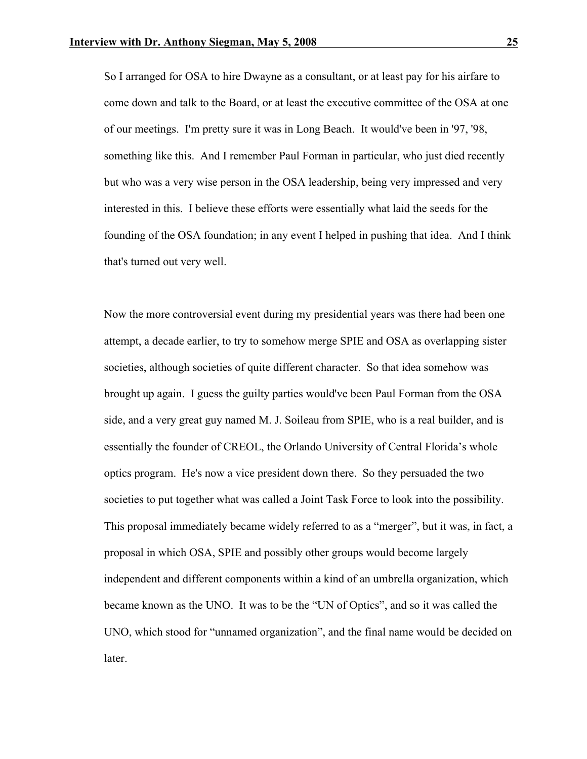So I arranged for OSA to hire Dwayne as a consultant, or at least pay for his airfare to come down and talk to the Board, or at least the executive committee of the OSA at one of our meetings. I'm pretty sure it was in Long Beach. It would've been in '97, '98, something like this. And I remember Paul Forman in particular, who just died recently but who was a very wise person in the OSA leadership, being very impressed and very interested in this. I believe these efforts were essentially what laid the seeds for the founding of the OSA foundation; in any event I helped in pushing that idea. And I think that's turned out very well.

Now the more controversial event during my presidential years was there had been one attempt, a decade earlier, to try to somehow merge SPIE and OSA as overlapping sister societies, although societies of quite different character. So that idea somehow was brought up again. I guess the guilty parties would've been Paul Forman from the OSA side, and a very great guy named M. J. Soileau from SPIE, who is a real builder, and is essentially the founder of CREOL, the Orlando University of Central Florida's whole optics program. He's now a vice president down there. So they persuaded the two societies to put together what was called a Joint Task Force to look into the possibility. This proposal immediately became widely referred to as a "merger", but it was, in fact, a proposal in which OSA, SPIE and possibly other groups would become largely independent and different components within a kind of an umbrella organization, which became known as the UNO. It was to be the "UN of Optics", and so it was called the UNO, which stood for "unnamed organization", and the final name would be decided on later.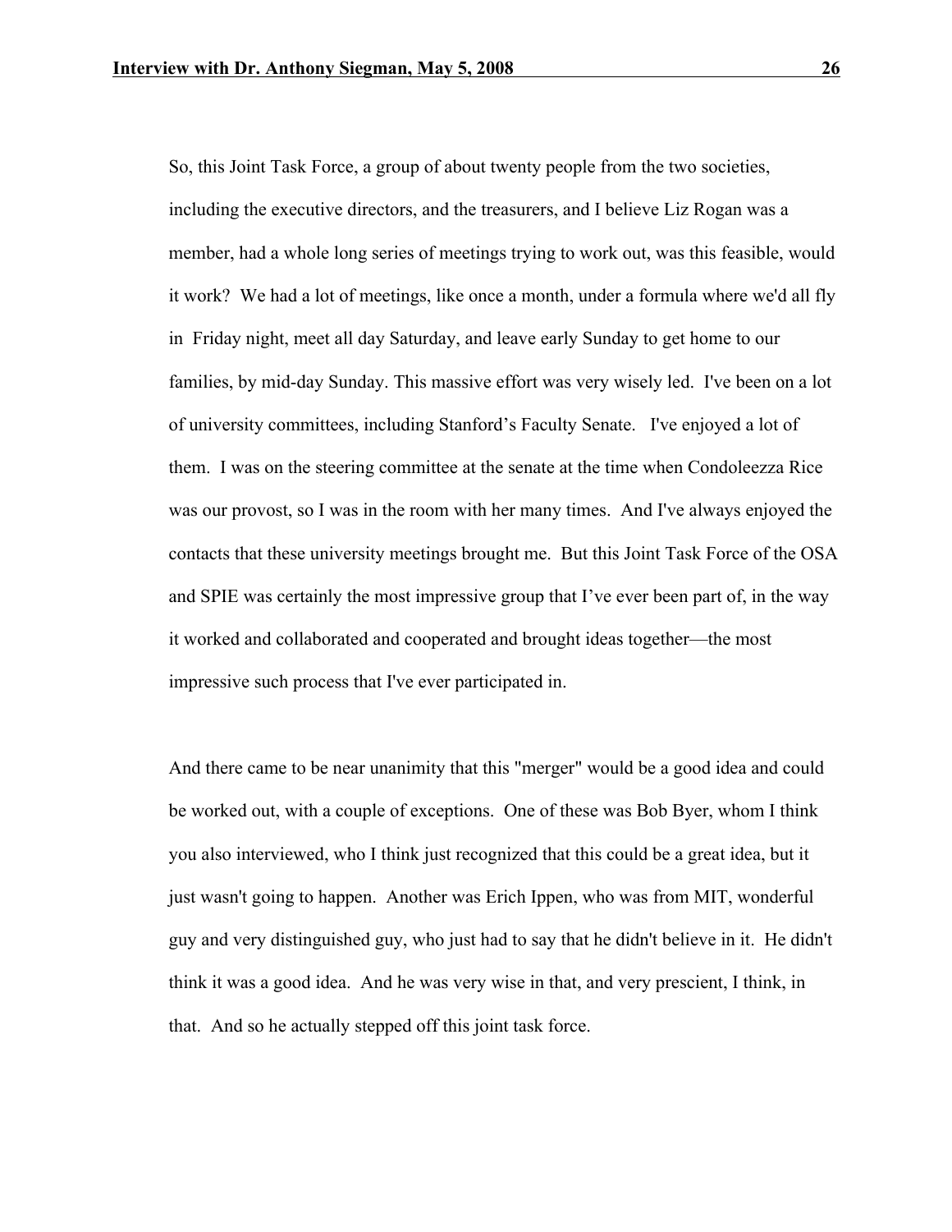So, this Joint Task Force, a group of about twenty people from the two societies, including the executive directors, and the treasurers, and I believe Liz Rogan was a member, had a whole long series of meetings trying to work out, was this feasible, would it work? We had a lot of meetings, like once a month, under a formula where we'd all fly in Friday night, meet all day Saturday, and leave early Sunday to get home to our families, by mid-day Sunday. This massive effort was very wisely led. I've been on a lot of university committees, including Stanford's Faculty Senate. I've enjoyed a lot of them. I was on the steering committee at the senate at the time when Condoleezza Rice was our provost, so I was in the room with her many times. And I've always enjoyed the contacts that these university meetings brought me. But this Joint Task Force of the OSA and SPIE was certainly the most impressive group that I've ever been part of, in the way it worked and collaborated and cooperated and brought ideas together—the most impressive such process that I've ever participated in.

And there came to be near unanimity that this "merger" would be a good idea and could be worked out, with a couple of exceptions. One of these was Bob Byer, whom I think you also interviewed, who I think just recognized that this could be a great idea, but it just wasn't going to happen. Another was Erich Ippen, who was from MIT, wonderful guy and very distinguished guy, who just had to say that he didn't believe in it. He didn't think it was a good idea. And he was very wise in that, and very prescient, I think, in that. And so he actually stepped off this joint task force.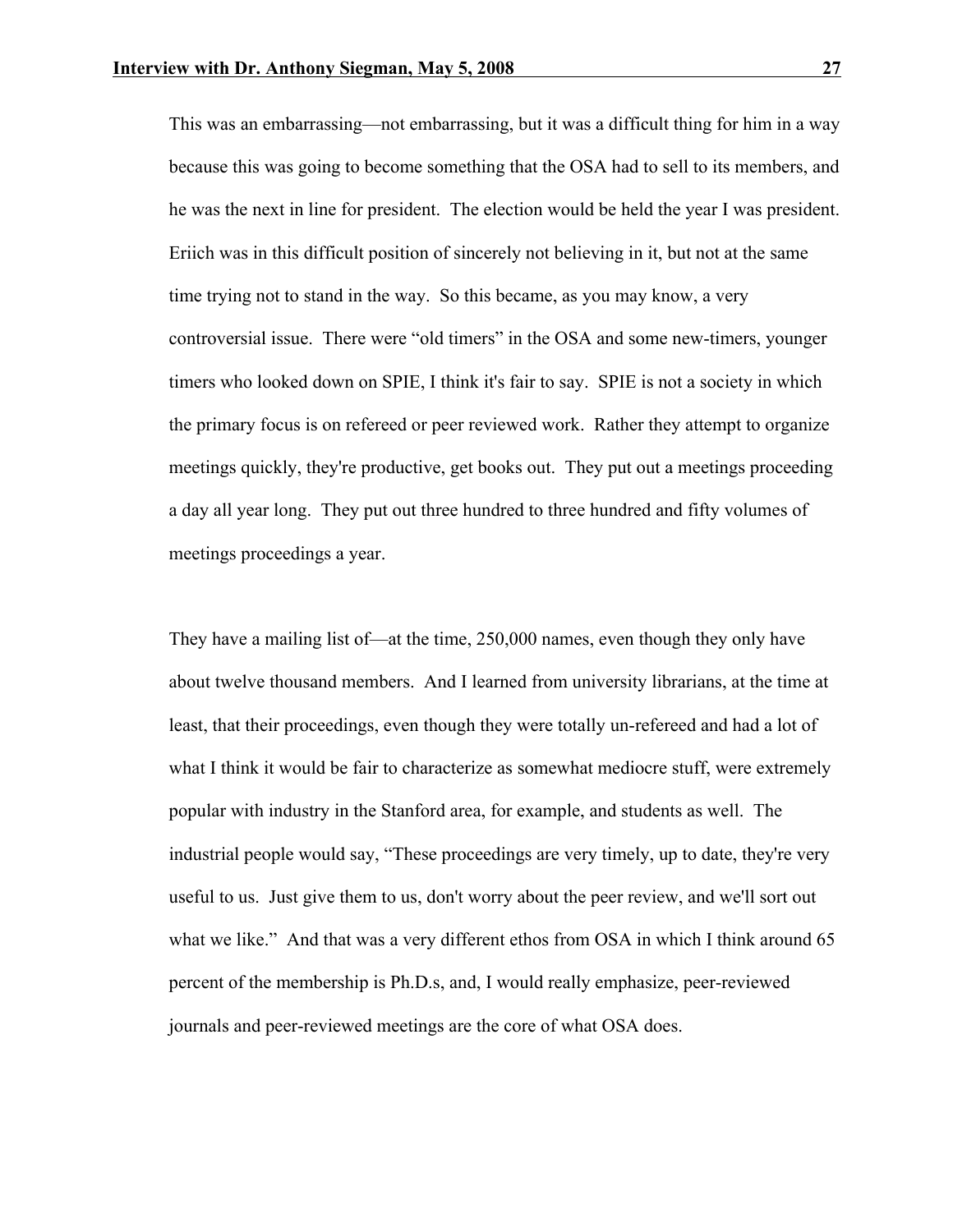This was an embarrassing—not embarrassing, but it was a difficult thing for him in a way because this was going to become something that the OSA had to sell to its members, and he was the next in line for president. The election would be held the year I was president. Eriich was in this difficult position of sincerely not believing in it, but not at the same time trying not to stand in the way. So this became, as you may know, a very controversial issue. There were "old timers" in the OSA and some new-timers, younger timers who looked down on SPIE, I think it's fair to say. SPIE is not a society in which the primary focus is on refereed or peer reviewed work. Rather they attempt to organize meetings quickly, they're productive, get books out. They put out a meetings proceeding a day all year long. They put out three hundred to three hundred and fifty volumes of meetings proceedings a year.

They have a mailing list of—at the time, 250,000 names, even though they only have about twelve thousand members. And I learned from university librarians, at the time at least, that their proceedings, even though they were totally un-refereed and had a lot of what I think it would be fair to characterize as somewhat mediocre stuff, were extremely popular with industry in the Stanford area, for example, and students as well. The industrial people would say, "These proceedings are very timely, up to date, they're very useful to us. Just give them to us, don't worry about the peer review, and we'll sort out what we like." And that was a very different ethos from OSA in which I think around 65 percent of the membership is Ph.D.s, and, I would really emphasize, peer-reviewed journals and peer-reviewed meetings are the core of what OSA does.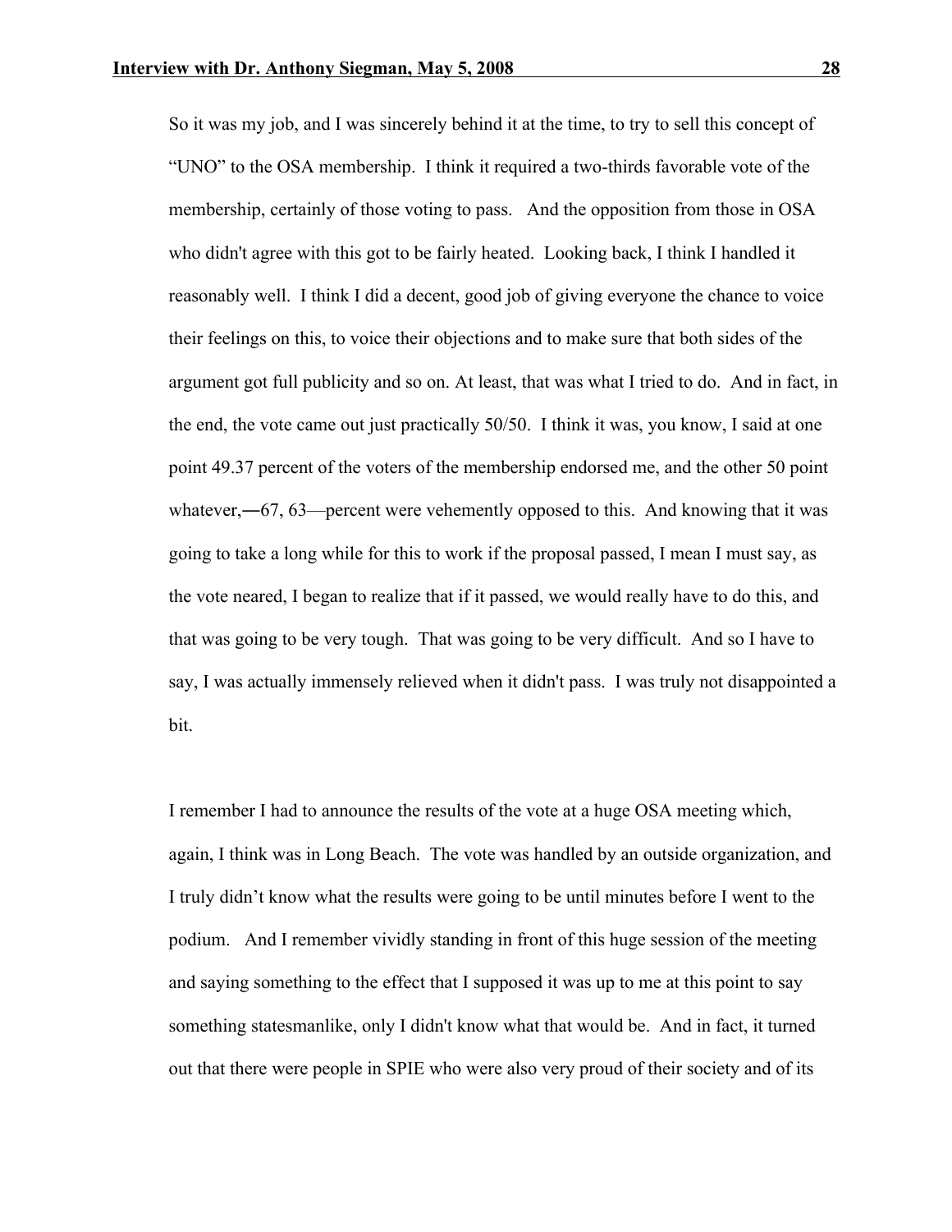So it was my job, and I was sincerely behind it at the time, to try to sell this concept of "UNO" to the OSA membership. I think it required a two-thirds favorable vote of the membership, certainly of those voting to pass. And the opposition from those in OSA who didn't agree with this got to be fairly heated. Looking back, I think I handled it reasonably well. I think I did a decent, good job of giving everyone the chance to voice their feelings on this, to voice their objections and to make sure that both sides of the argument got full publicity and so on. At least, that was what I tried to do. And in fact, in the end, the vote came out just practically 50/50. I think it was, you know, I said at one point 49.37 percent of the voters of the membership endorsed me, and the other 50 point whatever,―67, 63—percent were vehemently opposed to this. And knowing that it was going to take a long while for this to work if the proposal passed, I mean I must say, as the vote neared, I began to realize that if it passed, we would really have to do this, and that was going to be very tough. That was going to be very difficult. And so I have to say, I was actually immensely relieved when it didn't pass. I was truly not disappointed a bit.

I remember I had to announce the results of the vote at a huge OSA meeting which, again, I think was in Long Beach. The vote was handled by an outside organization, and I truly didn't know what the results were going to be until minutes before I went to the podium. And I remember vividly standing in front of this huge session of the meeting and saying something to the effect that I supposed it was up to me at this point to say something statesmanlike, only I didn't know what that would be. And in fact, it turned out that there were people in SPIE who were also very proud of their society and of its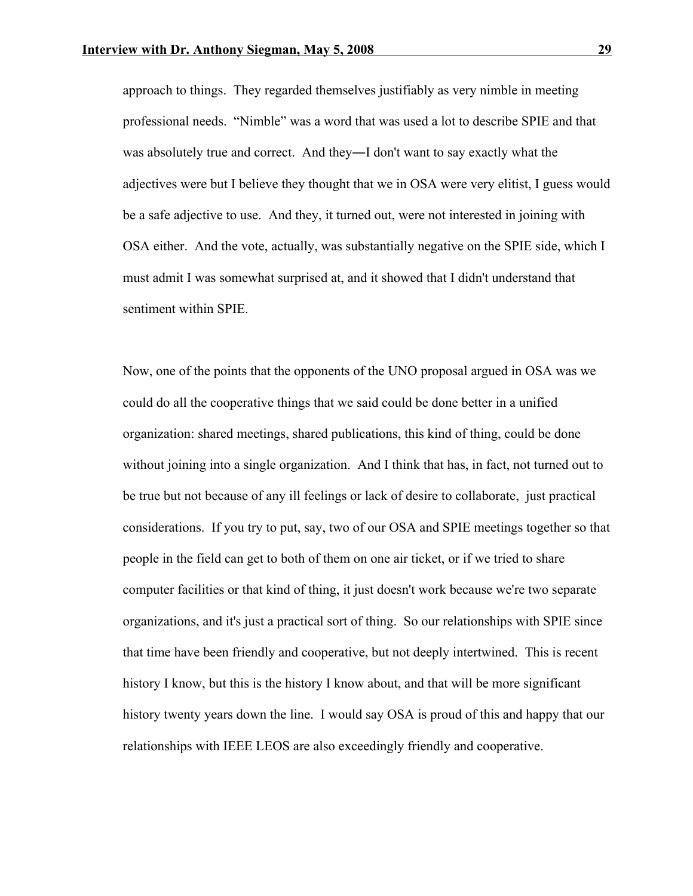approach to things. They regarded themselves justifiably as very nimble in meeting professional needs. "Nimble" was a word that was used a lot to describe SPIE and that was absolutely true and correct. And they―I don't want to say exactly what the adjectives were but I believe they thought that we in OSA were very elitist, I guess would be a safe adjective to use. And they, it turned out, were not interested in joining with OSA either. And the vote, actually, was substantially negative on the SPIE side, which I must admit I was somewhat surprised at, and it showed that I didn't understand that sentiment within SPIE.

Now, one of the points that the opponents of the UNO proposal argued in OSA was we could do all the cooperative things that we said could be done better in a unified organization: shared meetings, shared publications, this kind of thing, could be done without joining into a single organization. And I think that has, in fact, not turned out to be true but not because of any ill feelings or lack of desire to collaborate, just practical considerations. If you try to put, say, two of our OSA and SPIE meetings together so that people in the field can get to both of them on one air ticket, or if we tried to share computer facilities or that kind of thing, it just doesn't work because we're two separate organizations, and it's just a practical sort of thing. So our relationships with SPIE since that time have been friendly and cooperative, but not deeply intertwined. This is recent history I know, but this is the history I know about, and that will be more significant history twenty years down the line. I would say OSA is proud of this and happy that our relationships with IEEE LEOS are also exceedingly friendly and cooperative.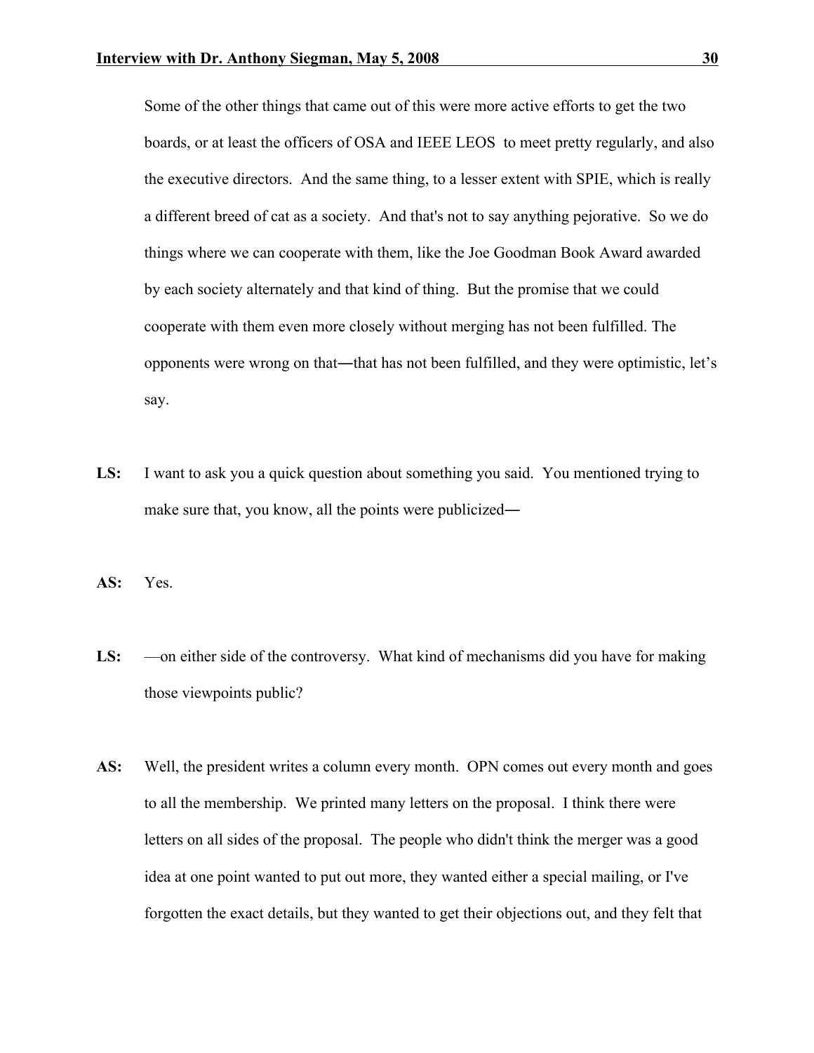Some of the other things that came out of this were more active efforts to get the two boards, or at least the officers of OSA and IEEE LEOS to meet pretty regularly, and also the executive directors. And the same thing, to a lesser extent with SPIE, which is really a different breed of cat as a society. And that's not to say anything pejorative. So we do things where we can cooperate with them, like the Joe Goodman Book Award awarded by each society alternately and that kind of thing. But the promise that we could cooperate with them even more closely without merging has not been fulfilled. The opponents were wrong on that―that has not been fulfilled, and they were optimistic, let's say.

**LS:** I want to ask you a quick question about something you said. You mentioned trying to make sure that, you know, all the points were publicized―

**AS:** Yes.

**LS:** —on either side of the controversy. What kind of mechanisms did you have for making those viewpoints public?

**AS:** Well, the president writes a column every month. OPN comes out every month and goes to all the membership. We printed many letters on the proposal. I think there were letters on all sides of the proposal. The people who didn't think the merger was a good idea at one point wanted to put out more, they wanted either a special mailing, or I've forgotten the exact details, but they wanted to get their objections out, and they felt that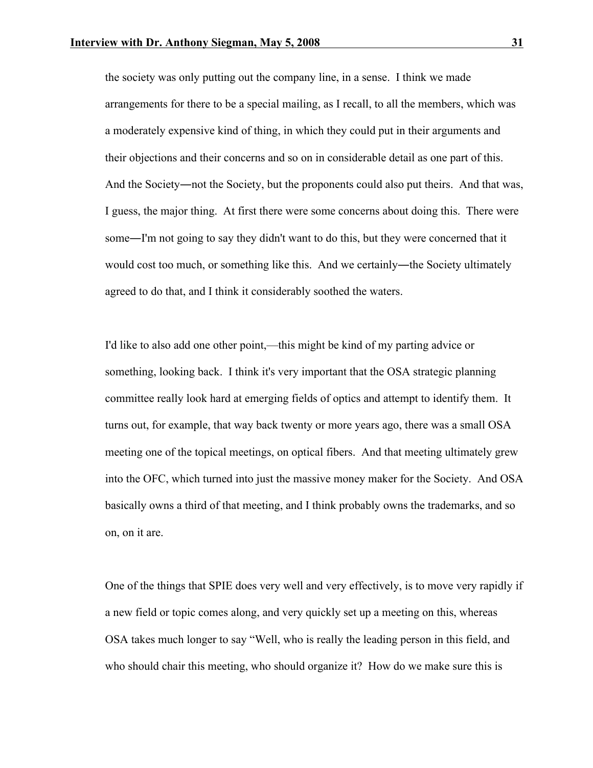the society was only putting out the company line, in a sense. I think we made arrangements for there to be a special mailing, as I recall, to all the members, which was a moderately expensive kind of thing, in which they could put in their arguments and their objections and their concerns and so on in considerable detail as one part of this. And the Society―not the Society, but the proponents could also put theirs. And that was, I guess, the major thing. At first there were some concerns about doing this. There were some―I'm not going to say they didn't want to do this, but they were concerned that it would cost too much, or something like this. And we certainly―the Society ultimately agreed to do that, and I think it considerably soothed the waters.

I'd like to also add one other point,—this might be kind of my parting advice or something, looking back. I think it's very important that the OSA strategic planning committee really look hard at emerging fields of optics and attempt to identify them. It turns out, for example, that way back twenty or more years ago, there was a small OSA meeting one of the topical meetings, on optical fibers. And that meeting ultimately grew into the OFC, which turned into just the massive money maker for the Society. And OSA basically owns a third of that meeting, and I think probably owns the trademarks, and so on, on it are.

One of the things that SPIE does very well and very effectively, is to move very rapidly if a new field or topic comes along, and very quickly set up a meeting on this, whereas OSA takes much longer to say "Well, who is really the leading person in this field, and who should chair this meeting, who should organize it? How do we make sure this is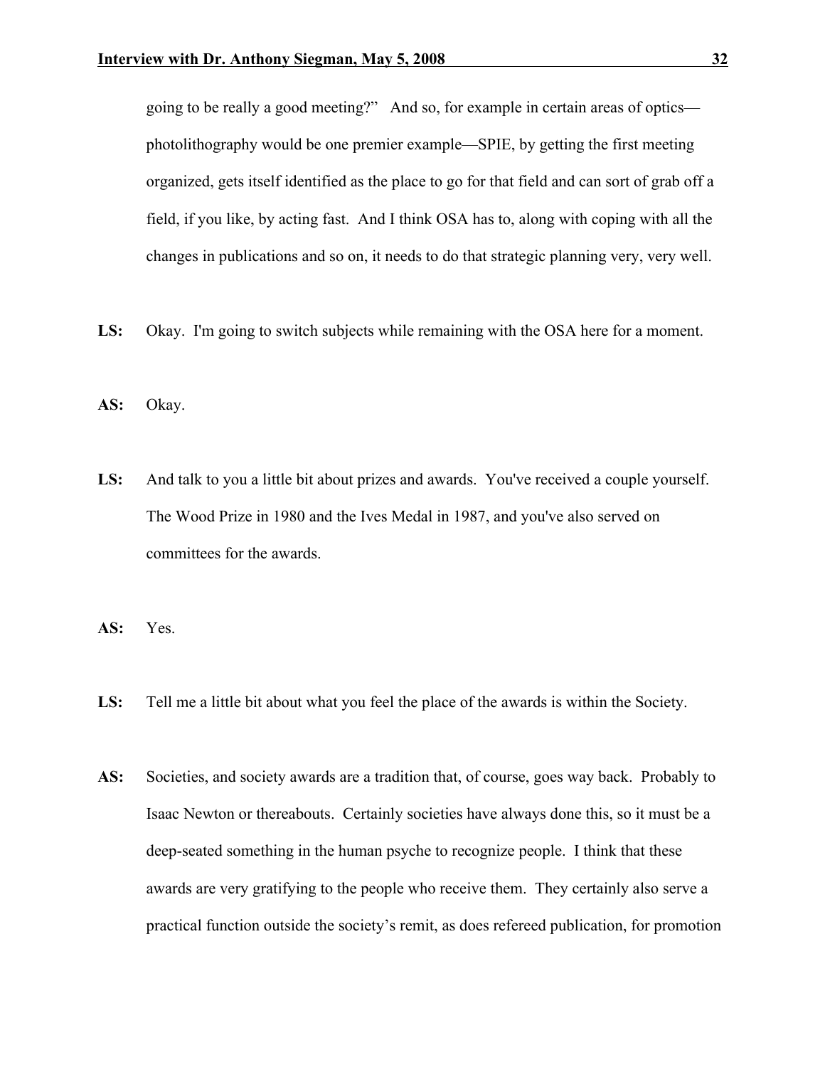going to be really a good meeting?" And so, for example in certain areas of optics—photolithography would be one premier example—SPIE, by getting the first meeting organized, gets itself identified as the place to go for that field and can sort of grab off a field, if you like, by acting fast. And I think OSA has to, along with coping with all the changes in publications and so on, it needs to do that strategic planning very, very well.

**LS:** Okay. I'm going to switch subjects while remaining with the OSA here for a moment.

**AS:** Okay.

**LS:** And talk to you a little bit about prizes and awards. You've received a couple yourself. The Wood Prize in 1980 and the Ives Medal in 1987, and you've also served on committees for the awards.

**AS:** Yes.

**LS:** Tell me a little bit about what you feel the place of the awards is within the Society.

**AS:** Societies, and society awards are a tradition that, of course, goes way back. Probably to Isaac Newton or thereabouts. Certainly societies have always done this, so it must be a deep-seated something in the human psyche to recognize people. I think that these awards are very gratifying to the people who receive them. They certainly also serve a practical function outside the society's remit, as does refereed publication, for promotion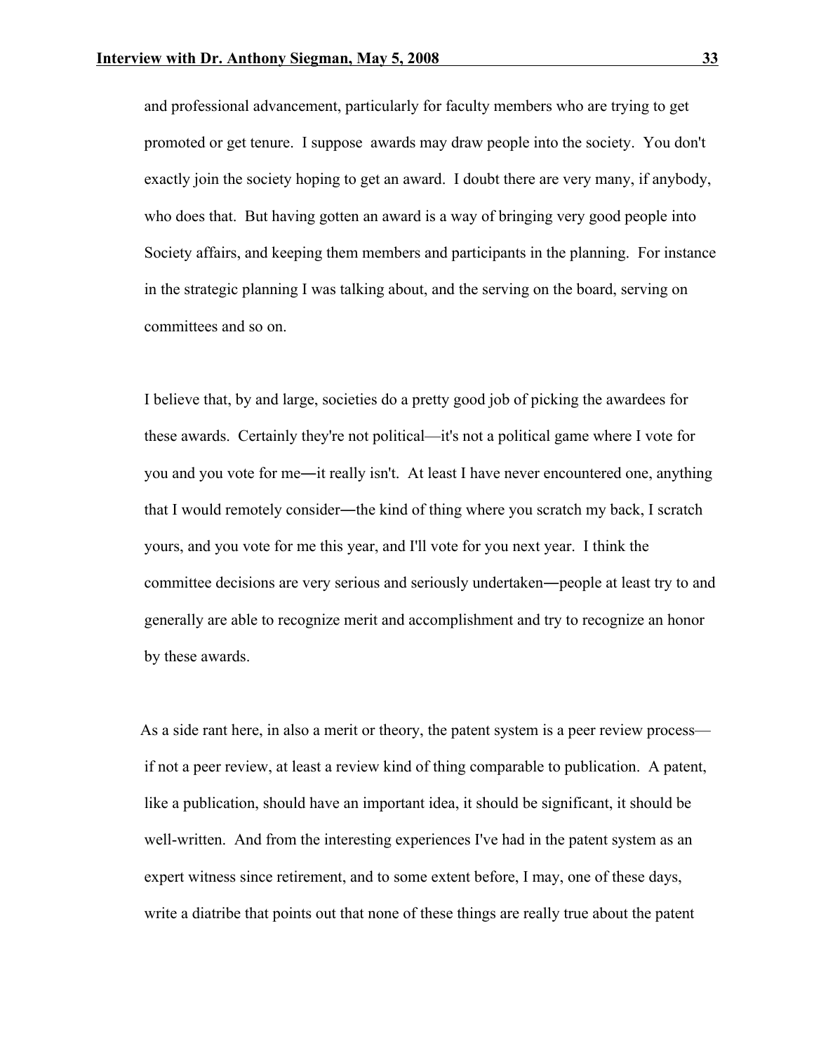and professional advancement, particularly for faculty members who are trying to get promoted or get tenure. I suppose awards may draw people into the society. You don't exactly join the society hoping to get an award. I doubt there are very many, if anybody, who does that. But having gotten an award is a way of bringing very good people into Society affairs, and keeping them members and participants in the planning. For instance in the strategic planning I was talking about, and the serving on the board, serving on committees and so on.

I believe that, by and large, societies do a pretty good job of picking the awardees for these awards. Certainly they're not political—it's not a political game where I vote for you and you vote for me―it really isn't. At least I have never encountered one, anything that I would remotely consider―the kind of thing where you scratch my back, I scratch yours, and you vote for me this year, and I'll vote for you next year. I think the committee decisions are very serious and seriously undertaken―people at least try to and generally are able to recognize merit and accomplishment and try to recognize an honor by these awards.

As a side rant here, in also a merit or theory, the patent system is a peer review process—if not a peer review, at least a review kind of thing comparable to publication. A patent, like a publication, should have an important idea, it should be significant, it should be well-written. And from the interesting experiences I've had in the patent system as an expert witness since retirement, and to some extent before, I may, one of these days, write a diatribe that points out that none of these things are really true about the patent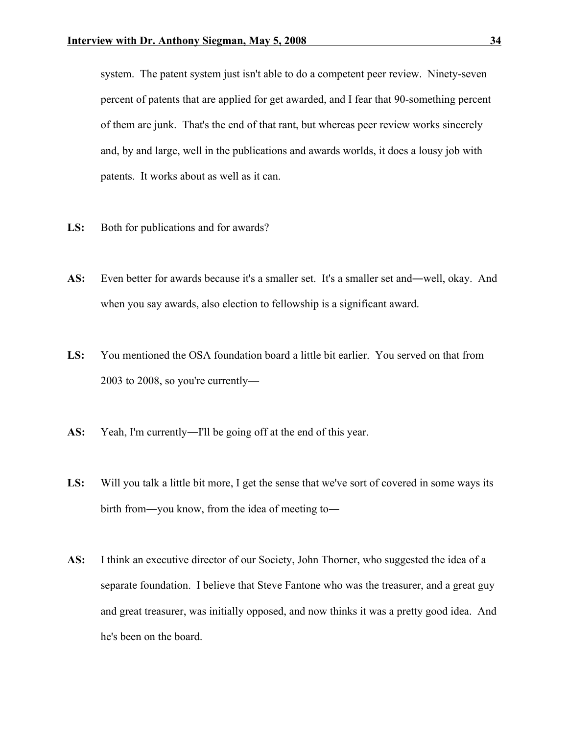system. The patent system just isn't able to do a competent peer review. Ninety-seven percent of patents that are applied for get awarded, and I fear that 90-something percent of them are junk. That's the end of that rant, but whereas peer review works sincerely and, by and large, well in the publications and awards worlds, it does a lousy job with patents. It works about as well as it can.

**LS:** Both for publications and for awards?

**AS:** Even better for awards because it's a smaller set. It's a smaller set and―well, okay. And when you say awards, also election to fellowship is a significant award.

**LS:** You mentioned the OSA foundation board a little bit earlier. You served on that from 2003 to 2008, so you're currently—

**AS:** Yeah, I'm currently―I'll be going off at the end of this year.

**LS:** Will you talk a little bit more, I get the sense that we've sort of covered in some ways its birth from―you know, from the idea of meeting to―

**AS:** I think an executive director of our Society, John Thorner, who suggested the idea of a separate foundation. I believe that Steve Fantone who was the treasurer, and a great guy and great treasurer, was initially opposed, and now thinks it was a pretty good idea. And he's been on the board.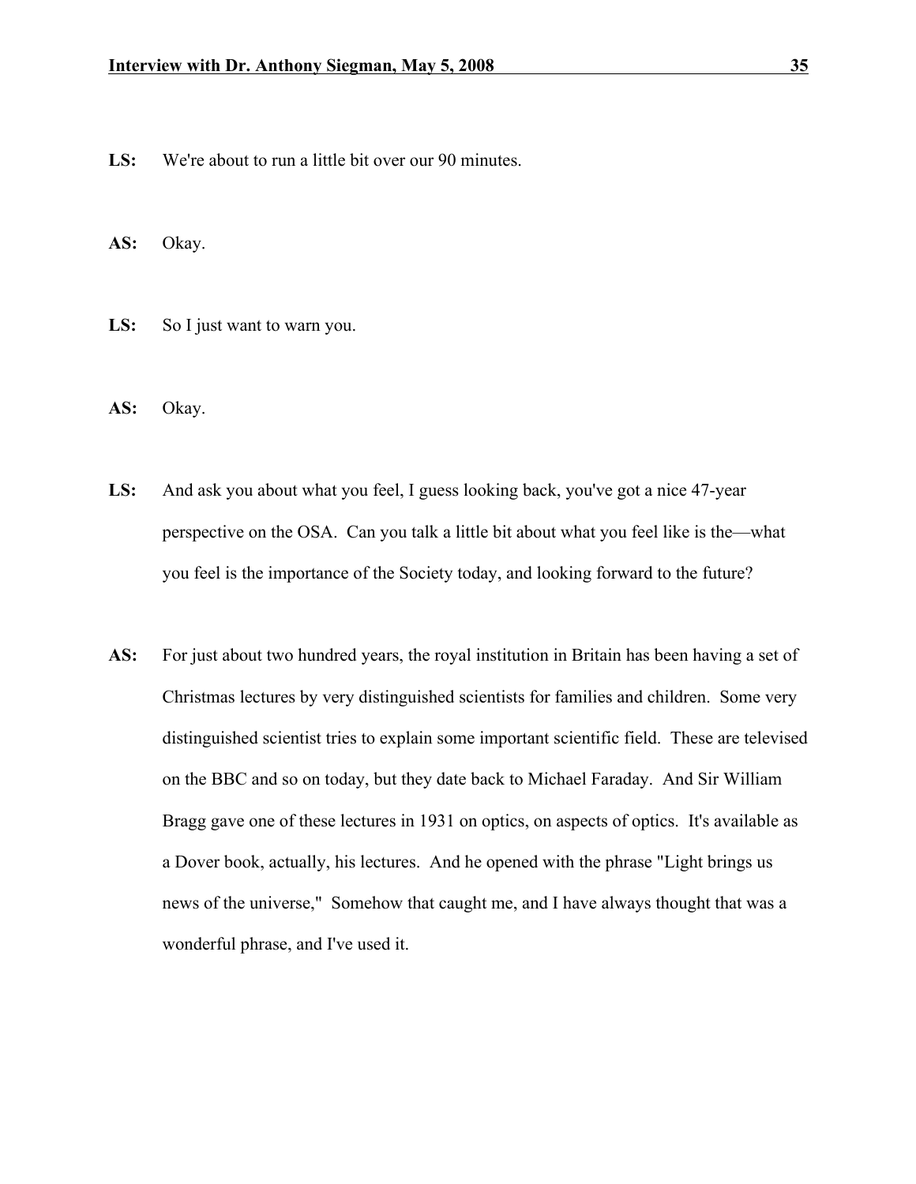**LS:** We're about to run a little bit over our 90 minutes.

**AS:** Okay.

**LS:** So I just want to warn you.

**AS:** Okay.

**LS:** And ask you about what you feel, I guess looking back, you've got a nice 47-year perspective on the OSA. Can you talk a little bit about what you feel like is the—what you feel is the importance of the Society today, and looking forward to the future?

**AS:** For just about two hundred years, the royal institution in Britain has been having a set of Christmas lectures by very distinguished scientists for families and children. Some very distinguished scientist tries to explain some important scientific field. These are televised on the BBC and so on today, but they date back to Michael Faraday. And Sir William Bragg gave one of these lectures in 1931 on optics, on aspects of optics. It's available as a Dover book, actually, his lectures. And he opened with the phrase "Light brings us news of the universe," Somehow that caught me, and I have always thought that was a wonderful phrase, and I've used it.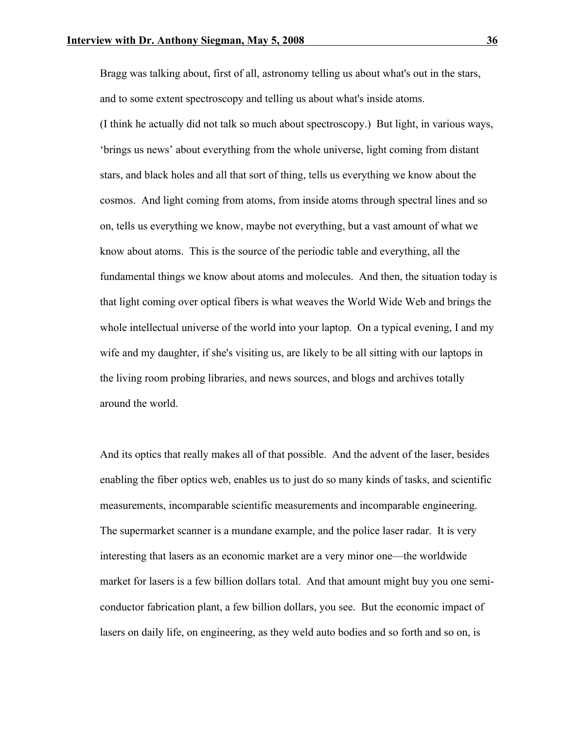Bragg was talking about, first of all, astronomy telling us about what's out in the stars, and to some extent spectroscopy and telling us about what's inside atoms.
(I think he actually did not talk so much about spectroscopy.) But light, in various ways, 'brings us news' about everything from the whole universe, light coming from distant stars, and black holes and all that sort of thing, tells us everything we know about the cosmos. And light coming from atoms, from inside atoms through spectral lines and so on, tells us everything we know, maybe not everything, but a vast amount of what we know about atoms. This is the source of the periodic table and everything, all the fundamental things we know about atoms and molecules. And then, the situation today is that light coming over optical fibers is what weaves the World Wide Web and brings the whole intellectual universe of the world into your laptop. On a typical evening, I and my wife and my daughter, if she's visiting us, are likely to be all sitting with our laptops in the living room probing libraries, and news sources, and blogs and archives totally around the world.

And its optics that really makes all of that possible. And the advent of the laser, besides enabling the fiber optics web, enables us to just do so many kinds of tasks, and scientific measurements, incomparable scientific measurements and incomparable engineering. The supermarket scanner is a mundane example, and the police laser radar. It is very interesting that lasers as an economic market are a very minor one—the worldwide market for lasers is a few billion dollars total. And that amount might buy you one semi-conductor fabrication plant, a few billion dollars, you see. But the economic impact of lasers on daily life, on engineering, as they weld auto bodies and so forth and so on, is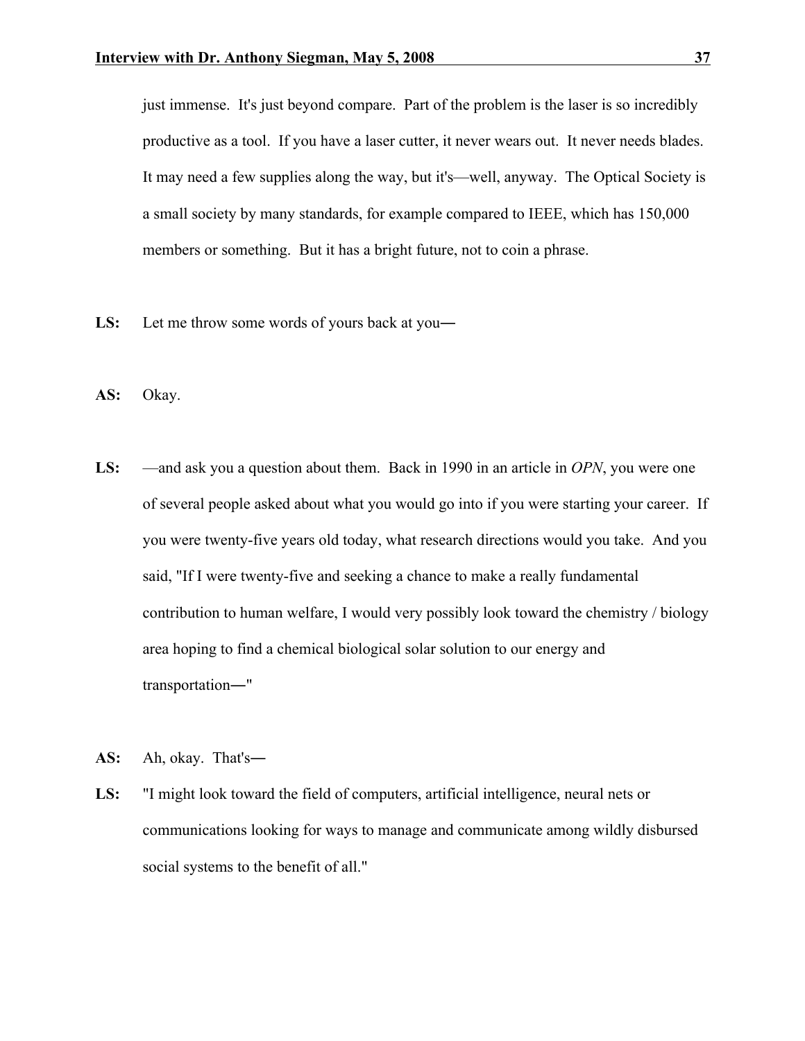just immense. It's just beyond compare. Part of the problem is the laser is so incredibly productive as a tool. If you have a laser cutter, it never wears out. It never needs blades. It may need a few supplies along the way, but it's—well, anyway. The Optical Society is a small society by many standards, for example compared to IEEE, which has 150,000 members or something. But it has a bright future, not to coin a phrase.

**LS:** Let me throw some words of yours back at you―

**AS:** Okay.

**LS:** —and ask you a question about them. Back in 1990 in an article in *OPN*, you were one of several people asked about what you would go into if you were starting your career. If you were twenty-five years old today, what research directions would you take. And you said, "If I were twenty-five and seeking a chance to make a really fundamental contribution to human welfare, I would very possibly look toward the chemistry / biology area hoping to find a chemical biological solar solution to our energy and transportation―"

**AS:** Ah, okay. That's―

**LS:** "I might look toward the field of computers, artificial intelligence, neural nets or communications looking for ways to manage and communicate among wildly disbursed social systems to the benefit of all."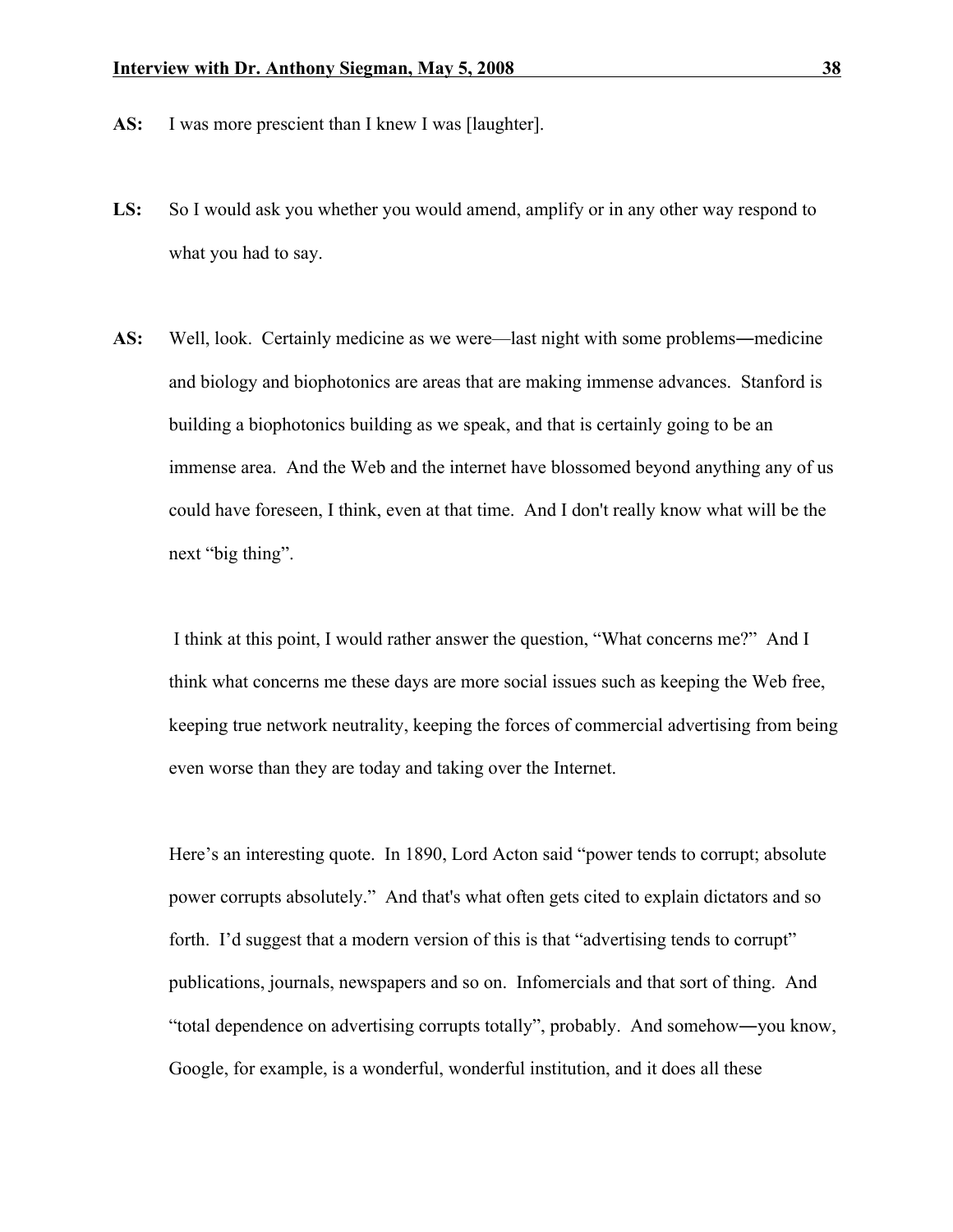**AS:** I was more prescient than I knew I was [laughter].

**LS:** So I would ask you whether you would amend, amplify or in any other way respond to what you had to say.

**AS:** Well, look. Certainly medicine as we were—last night with some problems―medicine and biology and biophotonics are areas that are making immense advances. Stanford is building a biophotonics building as we speak, and that is certainly going to be an immense area. And the Web and the internet have blossomed beyond anything any of us could have foreseen, I think, even at that time. And I don't really know what will be the next “big thing”.

I think at this point, I would rather answer the question, “What concerns me?” And I think what concerns me these days are more social issues such as keeping the Web free, keeping true network neutrality, keeping the forces of commercial advertising from being even worse than they are today and taking over the Internet.

Here’s an interesting quote. In 1890, Lord Acton said “power tends to corrupt; absolute power corrupts absolutely.” And that's what often gets cited to explain dictators and so forth. I’d suggest that a modern version of this is that “advertising tends to corrupt” publications, journals, newspapers and so on. Infomercials and that sort of thing. And “total dependence on advertising corrupts totally”, probably. And somehow―you know, Google, for example, is a wonderful, wonderful institution, and it does all these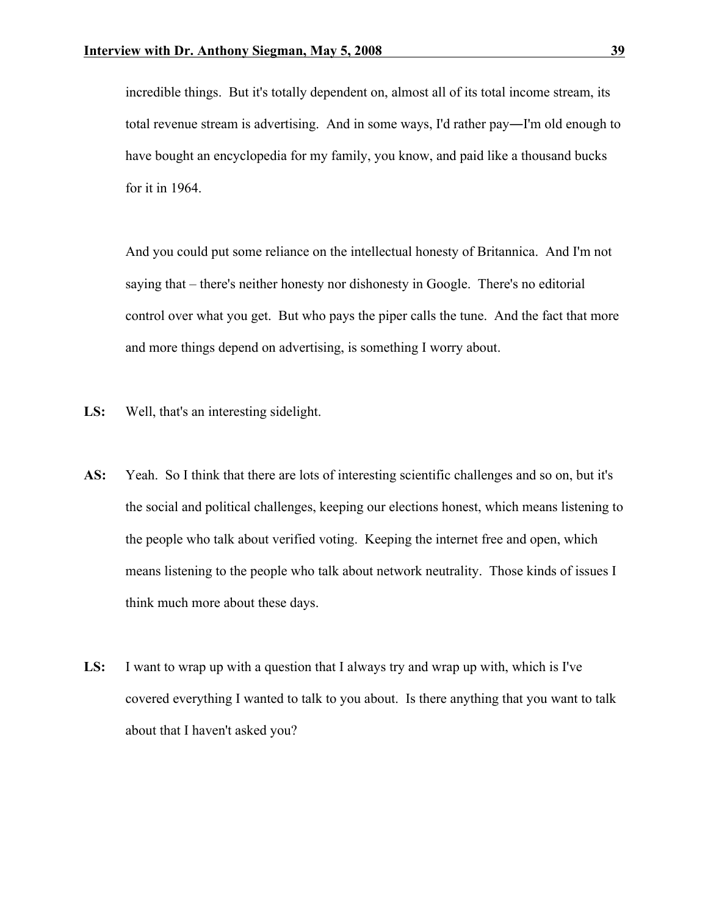incredible things. But it's totally dependent on, almost all of its total income stream, its total revenue stream is advertising. And in some ways, I'd rather pay―I'm old enough to have bought an encyclopedia for my family, you know, and paid like a thousand bucks for it in 1964.

And you could put some reliance on the intellectual honesty of Britannica. And I'm not saying that – there's neither honesty nor dishonesty in Google. There's no editorial control over what you get. But who pays the piper calls the tune. And the fact that more and more things depend on advertising, is something I worry about.

**LS:** Well, that's an interesting sidelight.

**AS:** Yeah. So I think that there are lots of interesting scientific challenges and so on, but it's the social and political challenges, keeping our elections honest, which means listening to the people who talk about verified voting. Keeping the internet free and open, which means listening to the people who talk about network neutrality. Those kinds of issues I think much more about these days.

**LS:** I want to wrap up with a question that I always try and wrap up with, which is I've covered everything I wanted to talk to you about. Is there anything that you want to talk about that I haven't asked you?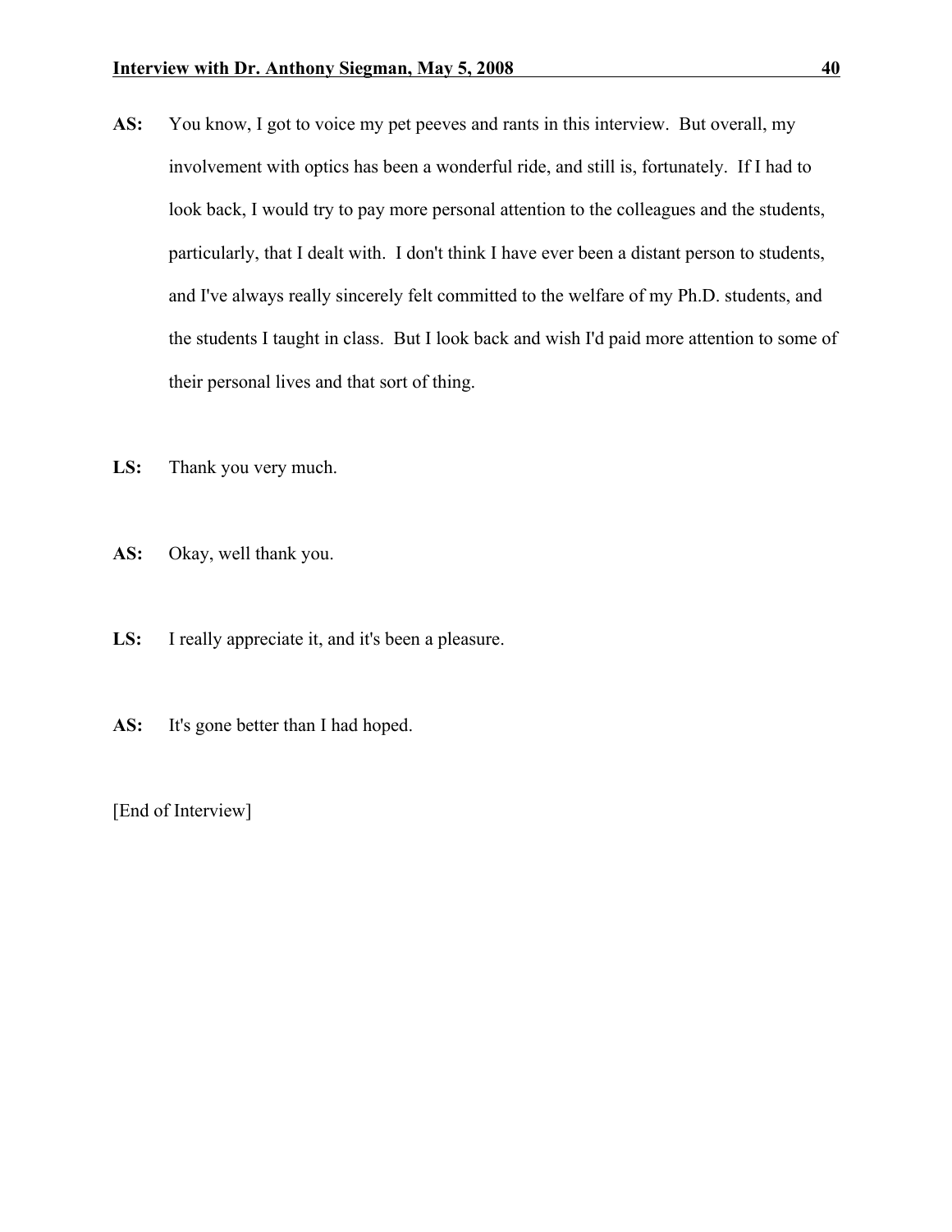**AS:** You know, I got to voice my pet peeves and rants in this interview. But overall, my involvement with optics has been a wonderful ride, and still is, fortunately. If I had to look back, I would try to pay more personal attention to the colleagues and the students, particularly, that I dealt with. I don't think I have ever been a distant person to students, and I've always really sincerely felt committed to the welfare of my Ph.D. students, and the students I taught in class. But I look back and wish I'd paid more attention to some of their personal lives and that sort of thing.

**LS:** Thank you very much.

**AS:** Okay, well thank you.

**LS:** I really appreciate it, and it's been a pleasure.

**AS:** It's gone better than I had hoped.

[End of Interview]